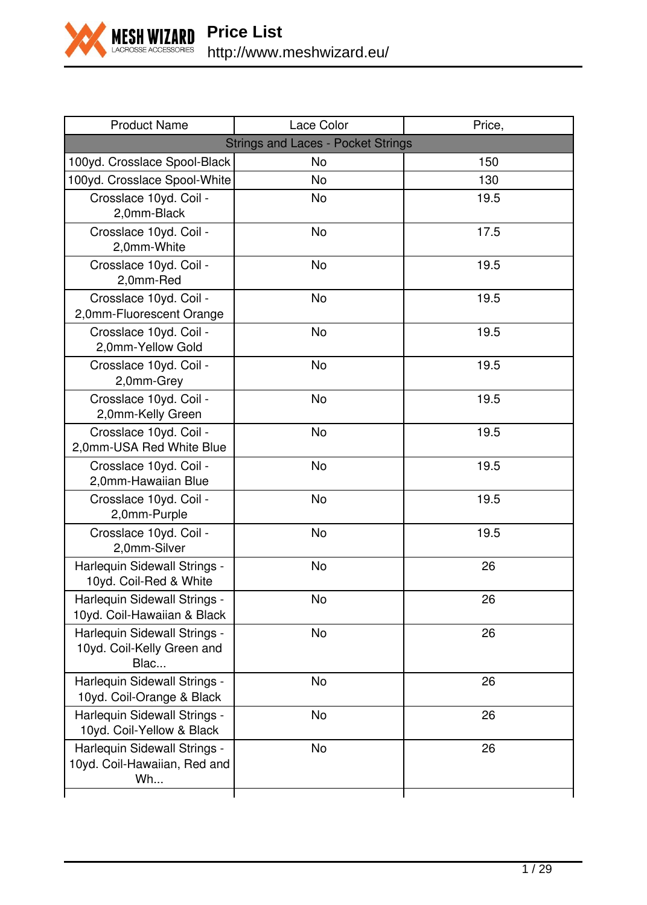# Price List

http://www.meshwizard.eu/

| Product Name | Lace Color | Price, |
|---|---|---|
| Strings and Laces - Pocket Strings | | |
| 100yd. Crosslace Spool-Black | No | 150 |
| 100yd. Crosslace Spool-White | No | 130 |
| Crosslace 10yd. Coil - 2,0mm-Black | No | 19.5 |
| Crosslace 10yd. Coil - 2,0mm-White | No | 17.5 |
| Crosslace 10yd. Coil - 2,0mm-Red | No | 19.5 |
| Crosslace 10yd. Coil - 2,0mm-Fluorescent Orange | No | 19.5 |
| Crosslace 10yd. Coil - 2,0mm-Yellow Gold | No | 19.5 |
| Crosslace 10yd. Coil - 2,0mm-Grey | No | 19.5 |
| Crosslace 10yd. Coil - 2,0mm-Kelly Green | No | 19.5 |
| Crosslace 10yd. Coil - 2,0mm-USA Red White Blue | No | 19.5 |
| Crosslace 10yd. Coil - 2,0mm-Hawaiian Blue | No | 19.5 |
| Crosslace 10yd. Coil - 2,0mm-Purple | No | 19.5 |
| Crosslace 10yd. Coil - 2,0mm-Silver | No | 19.5 |
| Harlequin Sidewall Strings - 10yd. Coil-Red & White | No | 26 |
| Harlequin Sidewall Strings - 10yd. Coil-Hawaiian & Black | No | 26 |
| Harlequin Sidewall Strings - 10yd. Coil-Kelly Green and Blac... | No | 26 |
| Harlequin Sidewall Strings - 10yd. Coil-Orange & Black | No | 26 |
| Harlequin Sidewall Strings - 10yd. Coil-Yellow & Black | No | 26 |
| Harlequin Sidewall Strings - 10yd. Coil-Hawaiian, Red and Wh... | No | 26 |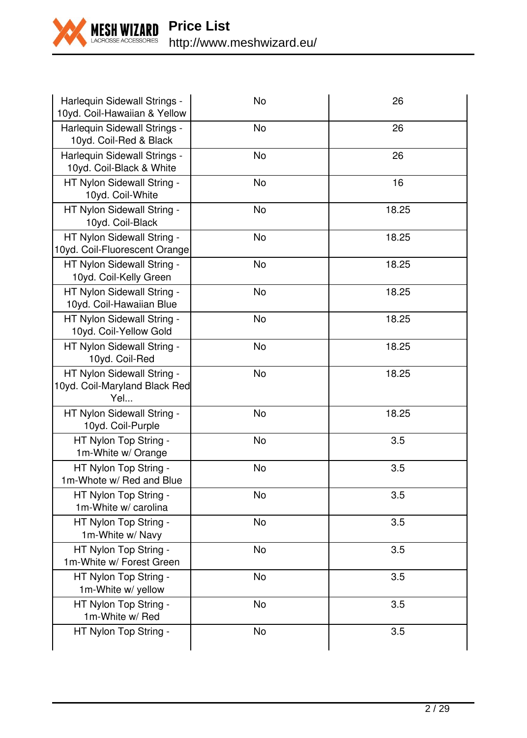| | | |
|---|---|---|
| Harlequin Sidewall Strings - 10yd. Coil-Hawaiian & Yellow | No | 26 |
| Harlequin Sidewall Strings - 10yd. Coil-Red & Black | No | 26 |
| Harlequin Sidewall Strings - 10yd. Coil-Black & White | No | 26 |
| HT Nylon Sidewall String - 10yd. Coil-White | No | 16 |
| HT Nylon Sidewall String - 10yd. Coil-Black | No | 18.25 |
| HT Nylon Sidewall String - 10yd. Coil-Fluorescent Orange | No | 18.25 |
| HT Nylon Sidewall String - 10yd. Coil-Kelly Green | No | 18.25 |
| HT Nylon Sidewall String - 10yd. Coil-Hawaiian Blue | No | 18.25 |
| HT Nylon Sidewall String - 10yd. Coil-Yellow Gold | No | 18.25 |
| HT Nylon Sidewall String - 10yd. Coil-Red | No | 18.25 |
| HT Nylon Sidewall String - 10yd. Coil-Maryland Black Red Yel... | No | 18.25 |
| HT Nylon Sidewall String - 10yd. Coil-Purple | No | 18.25 |
| HT Nylon Top String - 1m-White w/ Orange | No | 3.5 |
| HT Nylon Top String - 1m-Whote w/ Red and Blue | No | 3.5 |
| HT Nylon Top String - 1m-White w/ carolina | No | 3.5 |
| HT Nylon Top String - 1m-White w/ Navy | No | 3.5 |
| HT Nylon Top String - 1m-White w/ Forest Green | No | 3.5 |
| HT Nylon Top String - 1m-White w/ yellow | No | 3.5 |
| HT Nylon Top String - 1m-White w/ Red | No | 3.5 |
| HT Nylon Top String - | No | 3.5 |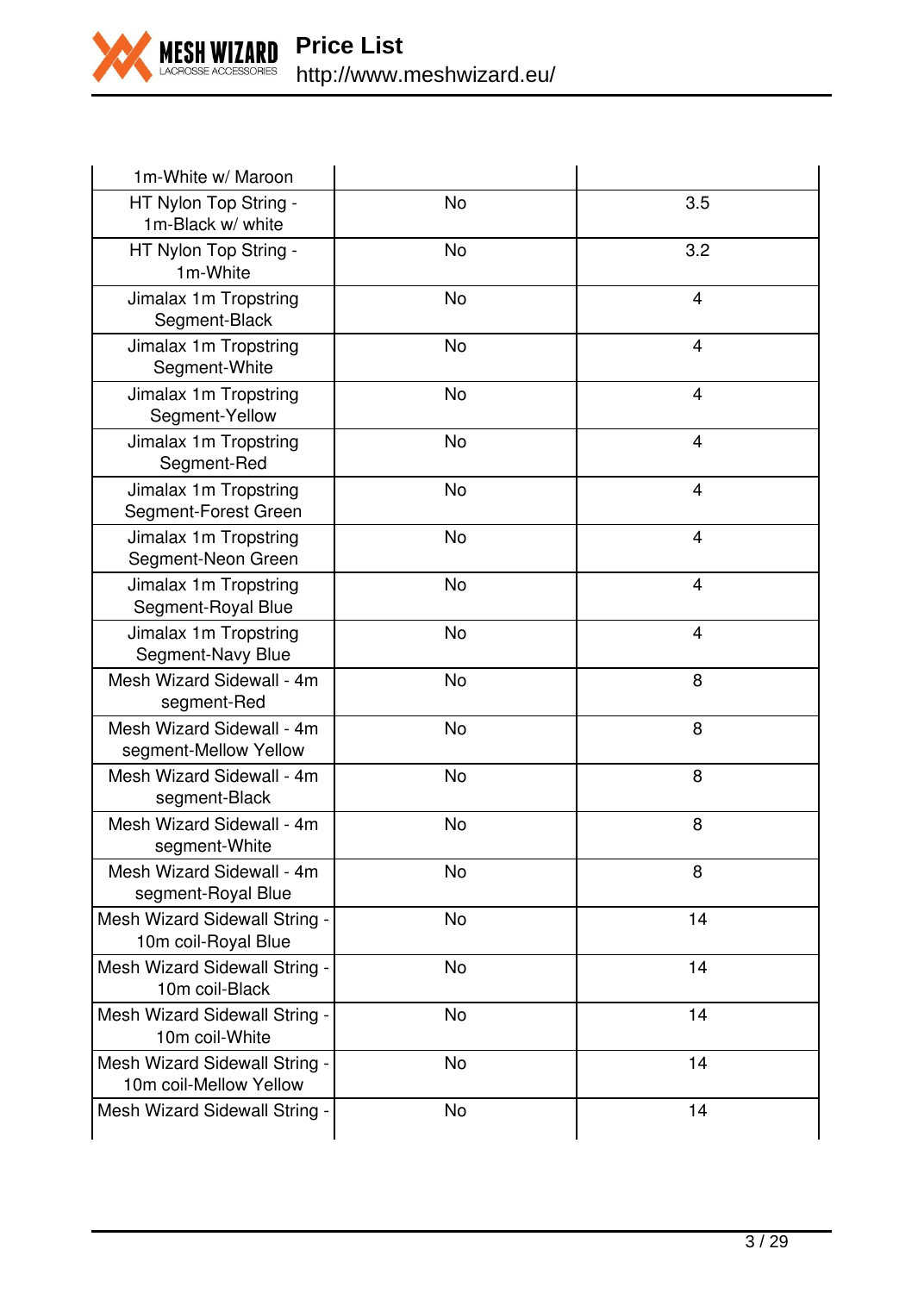| | | |
|---|---|---|
| 1m-White w/ Maroon | | |
| HT Nylon Top String - 1m-Black w/ white | No | 3.5 |
| HT Nylon Top String - 1m-White | No | 3.2 |
| Jimalax 1m Tropstring Segment-Black | No | 4 |
| Jimalax 1m Tropstring Segment-White | No | 4 |
| Jimalax 1m Tropstring Segment-Yellow | No | 4 |
| Jimalax 1m Tropstring Segment-Red | No | 4 |
| Jimalax 1m Tropstring Segment-Forest Green | No | 4 |
| Jimalax 1m Tropstring Segment-Neon Green | No | 4 |
| Jimalax 1m Tropstring Segment-Royal Blue | No | 4 |
| Jimalax 1m Tropstring Segment-Navy Blue | No | 4 |
| Mesh Wizard Sidewall - 4m segment-Red | No | 8 |
| Mesh Wizard Sidewall - 4m segment-Mellow Yellow | No | 8 |
| Mesh Wizard Sidewall - 4m segment-Black | No | 8 |
| Mesh Wizard Sidewall - 4m segment-White | No | 8 |
| Mesh Wizard Sidewall - 4m segment-Royal Blue | No | 8 |
| Mesh Wizard Sidewall String - 10m coil-Royal Blue | No | 14 |
| Mesh Wizard Sidewall String - 10m coil-Black | No | 14 |
| Mesh Wizard Sidewall String - 10m coil-White | No | 14 |
| Mesh Wizard Sidewall String - 10m coil-Mellow Yellow | No | 14 |
| Mesh Wizard Sidewall String - | No | 14 |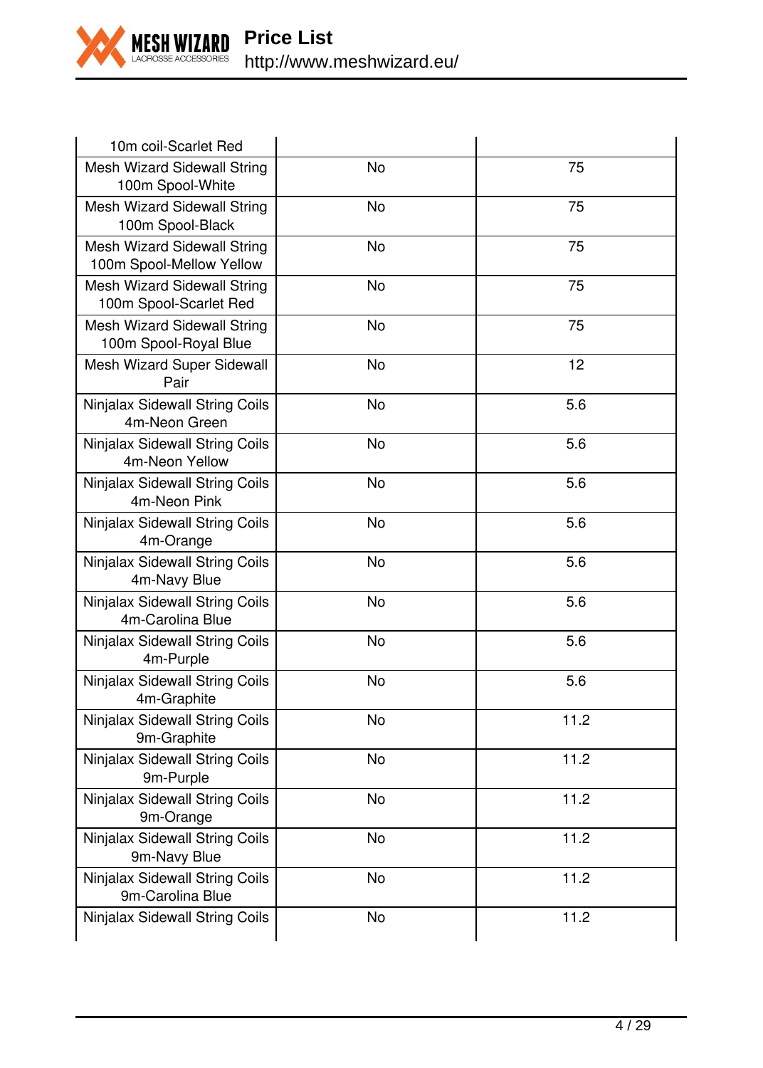| | | |
|---|---|---|
| 10m coil-Scarlet Red | | |
| Mesh Wizard Sidewall String 100m Spool-White | No | 75 |
| Mesh Wizard Sidewall String 100m Spool-Black | No | 75 |
| Mesh Wizard Sidewall String 100m Spool-Mellow Yellow | No | 75 |
| Mesh Wizard Sidewall String 100m Spool-Scarlet Red | No | 75 |
| Mesh Wizard Sidewall String 100m Spool-Royal Blue | No | 75 |
| Mesh Wizard Super Sidewall Pair | No | 12 |
| Ninjalax Sidewall String Coils 4m-Neon Green | No | 5.6 |
| Ninjalax Sidewall String Coils 4m-Neon Yellow | No | 5.6 |
| Ninjalax Sidewall String Coils 4m-Neon Pink | No | 5.6 |
| Ninjalax Sidewall String Coils 4m-Orange | No | 5.6 |
| Ninjalax Sidewall String Coils 4m-Navy Blue | No | 5.6 |
| Ninjalax Sidewall String Coils 4m-Carolina Blue | No | 5.6 |
| Ninjalax Sidewall String Coils 4m-Purple | No | 5.6 |
| Ninjalax Sidewall String Coils 4m-Graphite | No | 5.6 |
| Ninjalax Sidewall String Coils 9m-Graphite | No | 11.2 |
| Ninjalax Sidewall String Coils 9m-Purple | No | 11.2 |
| Ninjalax Sidewall String Coils 9m-Orange | No | 11.2 |
| Ninjalax Sidewall String Coils 9m-Navy Blue | No | 11.2 |
| Ninjalax Sidewall String Coils 9m-Carolina Blue | No | 11.2 |
| Ninjalax Sidewall String Coils | No | 11.2 |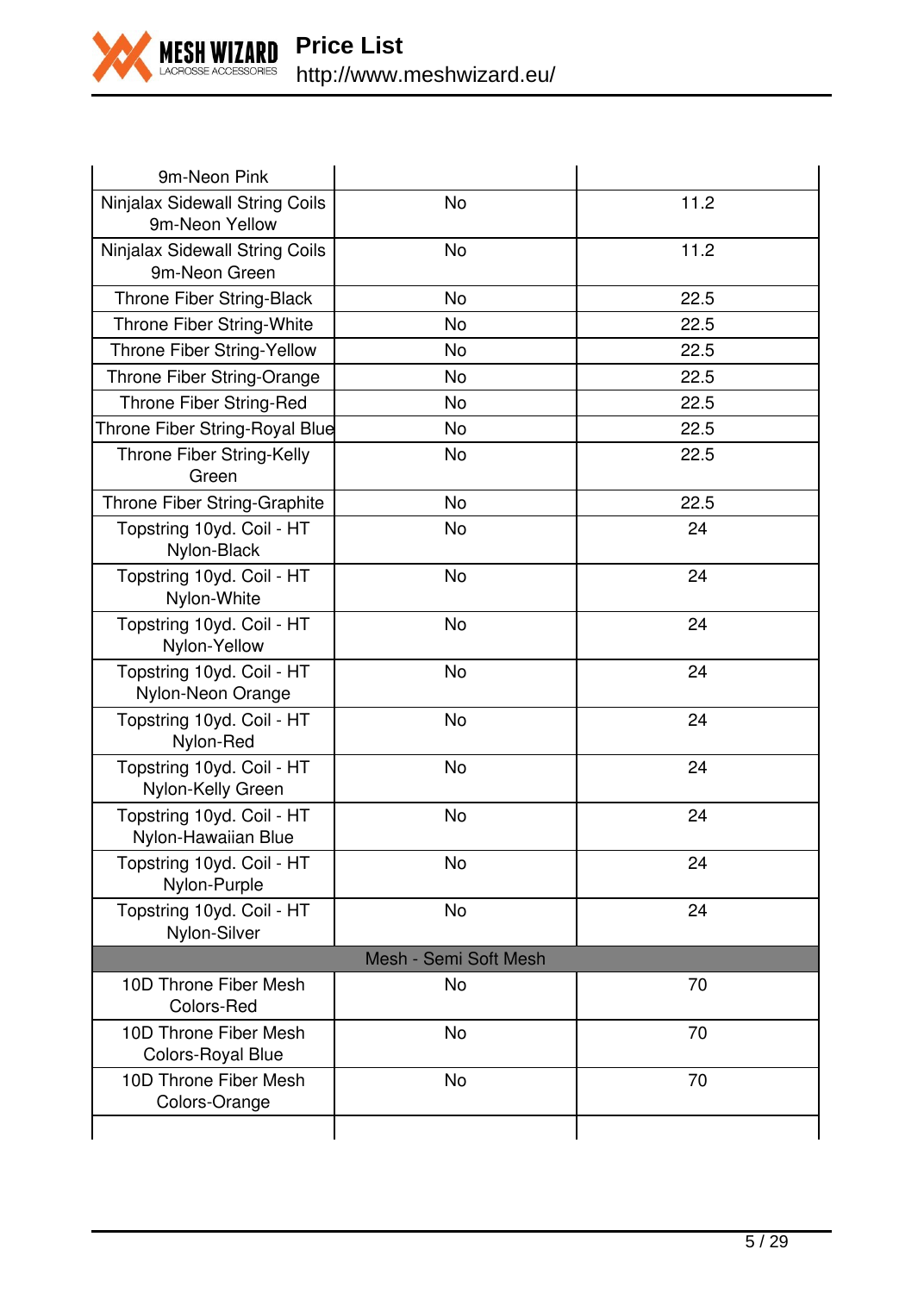| | | |
|---|---|---|
| 9m-Neon Pink | | |
| Ninjalax Sidewall String Coils 9m-Neon Yellow | No | 11.2 |
| Ninjalax Sidewall String Coils 9m-Neon Green | No | 11.2 |
| Throne Fiber String-Black | No | 22.5 |
| Throne Fiber String-White | No | 22.5 |
| Throne Fiber String-Yellow | No | 22.5 |
| Throne Fiber String-Orange | No | 22.5 |
| Throne Fiber String-Red | No | 22.5 |
| Throne Fiber String-Royal Blue | No | 22.5 |
| Throne Fiber String-Kelly Green | No | 22.5 |
| Throne Fiber String-Graphite | No | 22.5 |
| Topstring 10yd. Coil - HT Nylon-Black | No | 24 |
| Topstring 10yd. Coil - HT Nylon-White | No | 24 |
| Topstring 10yd. Coil - HT Nylon-Yellow | No | 24 |
| Topstring 10yd. Coil - HT Nylon-Neon Orange | No | 24 |
| Topstring 10yd. Coil - HT Nylon-Red | No | 24 |
| Topstring 10yd. Coil - HT Nylon-Kelly Green | No | 24 |
| Topstring 10yd. Coil - HT Nylon-Hawaiian Blue | No | 24 |
| Topstring 10yd. Coil - HT Nylon-Purple | No | 24 |
| Topstring 10yd. Coil - HT Nylon-Silver | No | 24 |
| Mesh - Semi Soft Mesh | | |
| 10D Throne Fiber Mesh Colors-Red | No | 70 |
| 10D Throne Fiber Mesh Colors-Royal Blue | No | 70 |
| 10D Throne Fiber Mesh Colors-Orange | No | 70 |
| | | |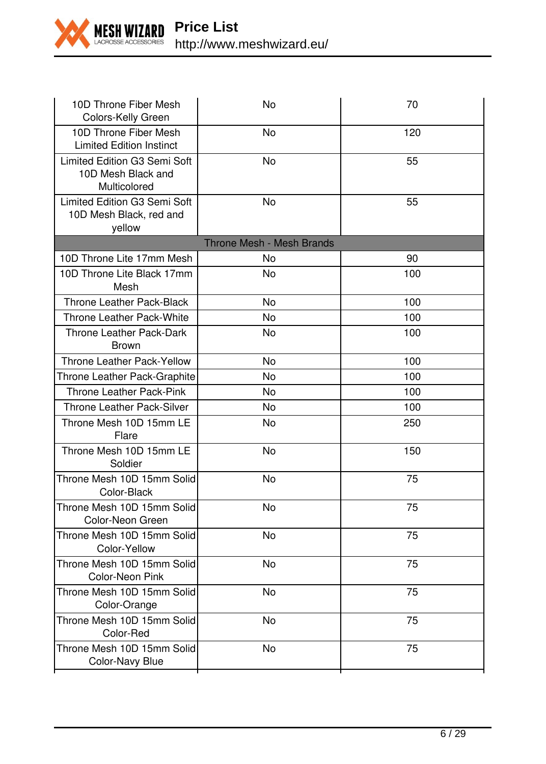| | | |
|---|---|---|
| 10D Throne Fiber Mesh Colors-Kelly Green | No | 70 |
| 10D Throne Fiber Mesh Limited Edition Instinct | No | 120 |
| Limited Edition G3 Semi Soft 10D Mesh Black and Multicolored | No | 55 |
| Limited Edition G3 Semi Soft 10D Mesh Black, red and yellow | No | 55 |
| Throne Mesh - Mesh Brands | | |
| 10D Throne Lite 17mm Mesh | No | 90 |
| 10D Throne Lite Black 17mm Mesh | No | 100 |
| Throne Leather Pack-Black | No | 100 |
| Throne Leather Pack-White | No | 100 |
| Throne Leather Pack-Dark Brown | No | 100 |
| Throne Leather Pack-Yellow | No | 100 |
| Throne Leather Pack-Graphite | No | 100 |
| Throne Leather Pack-Pink | No | 100 |
| Throne Leather Pack-Silver | No | 100 |
| Throne Mesh 10D 15mm LE Flare | No | 250 |
| Throne Mesh 10D 15mm LE Soldier | No | 150 |
| Throne Mesh 10D 15mm Solid Color-Black | No | 75 |
| Throne Mesh 10D 15mm Solid Color-Neon Green | No | 75 |
| Throne Mesh 10D 15mm Solid Color-Yellow | No | 75 |
| Throne Mesh 10D 15mm Solid Color-Neon Pink | No | 75 |
| Throne Mesh 10D 15mm Solid Color-Orange | No | 75 |
| Throne Mesh 10D 15mm Solid Color-Red | No | 75 |
| Throne Mesh 10D 15mm Solid Color-Navy Blue | No | 75 |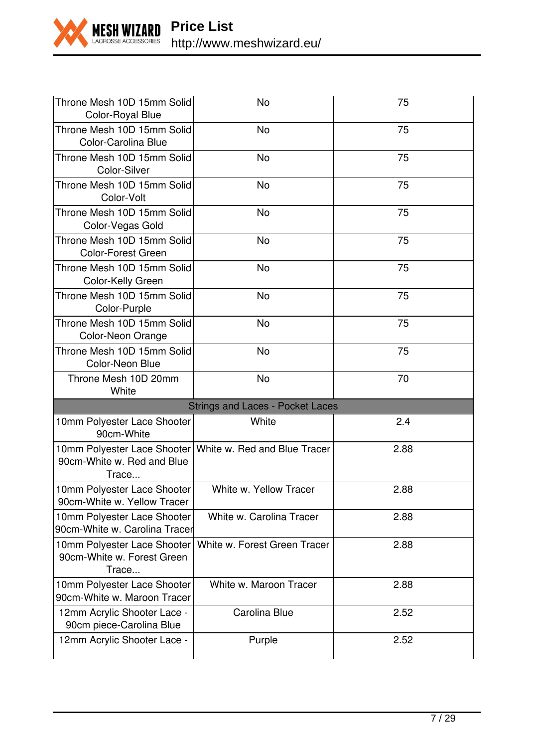| | | |
|---|---|---|
| Throne Mesh 10D 15mm Solid Color-Royal Blue | No | 75 |
| Throne Mesh 10D 15mm Solid Color-Carolina Blue | No | 75 |
| Throne Mesh 10D 15mm Solid Color-Silver | No | 75 |
| Throne Mesh 10D 15mm Solid Color-Volt | No | 75 |
| Throne Mesh 10D 15mm Solid Color-Vegas Gold | No | 75 |
| Throne Mesh 10D 15mm Solid Color-Forest Green | No | 75 |
| Throne Mesh 10D 15mm Solid Color-Kelly Green | No | 75 |
| Throne Mesh 10D 15mm Solid Color-Purple | No | 75 |
| Throne Mesh 10D 15mm Solid Color-Neon Orange | No | 75 |
| Throne Mesh 10D 15mm Solid Color-Neon Blue | No | 75 |
| Throne Mesh 10D 20mm White | No | 70 |
| Strings and Laces - Pocket Laces | | |
| 10mm Polyester Lace Shooter 90cm-White | White | 2.4 |
| 10mm Polyester Lace Shooter 90cm-White w. Red and Blue Trace... | White w. Red and Blue Tracer | 2.88 |
| 10mm Polyester Lace Shooter 90cm-White w. Yellow Tracer | White w. Yellow Tracer | 2.88 |
| 10mm Polyester Lace Shooter 90cm-White w. Carolina Tracer | White w. Carolina Tracer | 2.88 |
| 10mm Polyester Lace Shooter 90cm-White w. Forest Green Trace... | White w. Forest Green Tracer | 2.88 |
| 10mm Polyester Lace Shooter 90cm-White w. Maroon Tracer | White w. Maroon Tracer | 2.88 |
| 12mm Acrylic Shooter Lace - 90cm piece-Carolina Blue | Carolina Blue | 2.52 |
| 12mm Acrylic Shooter Lace - | Purple | 2.52 |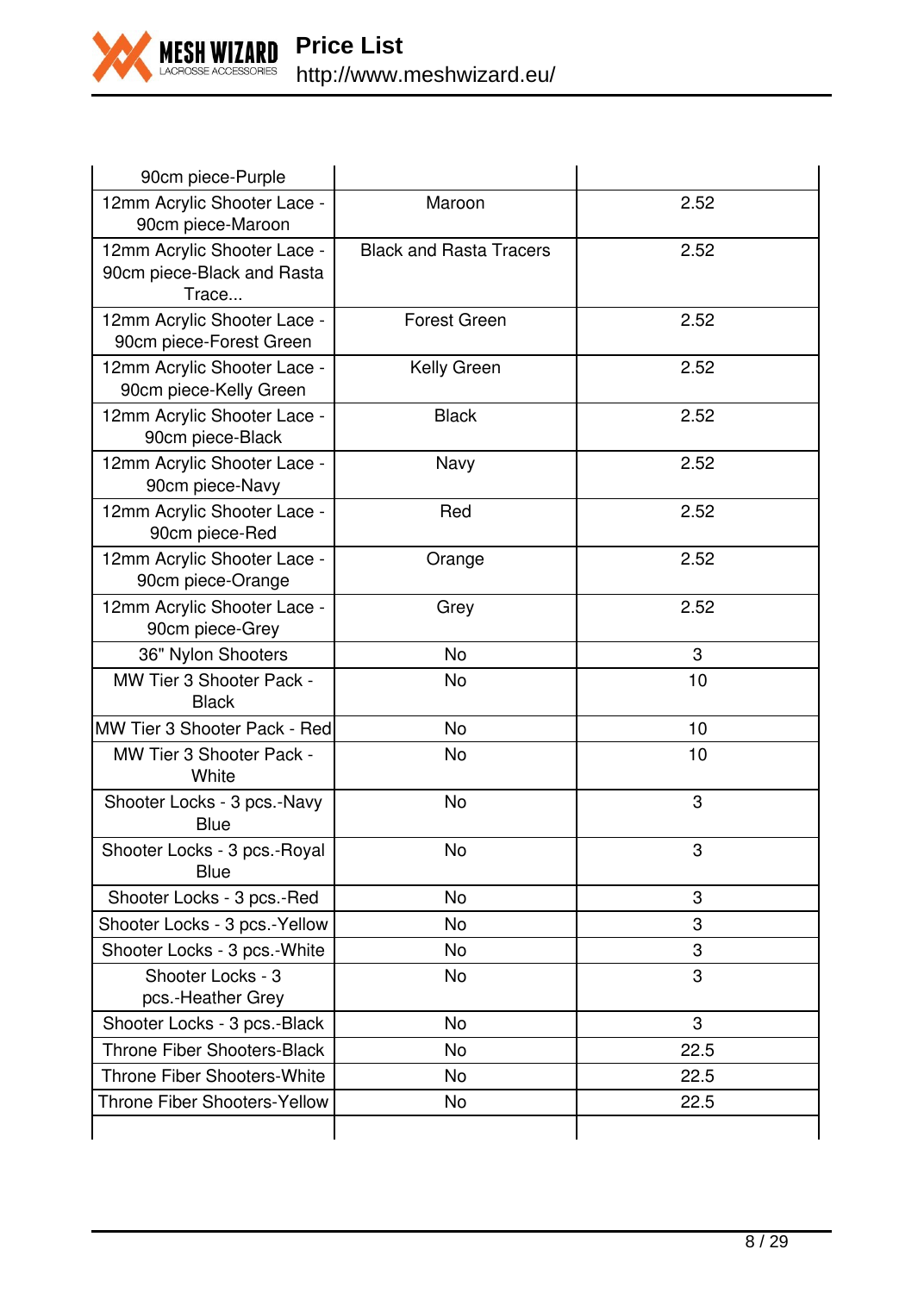| | | |
|---|---|---|
| 90cm piece-Purple | | |
| 12mm Acrylic Shooter Lace - 90cm piece-Maroon | Maroon | 2.52 |
| 12mm Acrylic Shooter Lace - 90cm piece-Black and Rasta Trace... | Black and Rasta Tracers | 2.52 |
| 12mm Acrylic Shooter Lace - 90cm piece-Forest Green | Forest Green | 2.52 |
| 12mm Acrylic Shooter Lace - 90cm piece-Kelly Green | Kelly Green | 2.52 |
| 12mm Acrylic Shooter Lace - 90cm piece-Black | Black | 2.52 |
| 12mm Acrylic Shooter Lace - 90cm piece-Navy | Navy | 2.52 |
| 12mm Acrylic Shooter Lace - 90cm piece-Red | Red | 2.52 |
| 12mm Acrylic Shooter Lace - 90cm piece-Orange | Orange | 2.52 |
| 12mm Acrylic Shooter Lace - 90cm piece-Grey | Grey | 2.52 |
| 36" Nylon Shooters | No | 3 |
| MW Tier 3 Shooter Pack - Black | No | 10 |
| MW Tier 3 Shooter Pack - Red | No | 10 |
| MW Tier 3 Shooter Pack - White | No | 10 |
| Shooter Locks - 3 pcs.-Navy Blue | No | 3 |
| Shooter Locks - 3 pcs.-Royal Blue | No | 3 |
| Shooter Locks - 3 pcs.-Red | No | 3 |
| Shooter Locks - 3 pcs.-Yellow | No | 3 |
| Shooter Locks - 3 pcs.-White | No | 3 |
| Shooter Locks - 3 pcs.-Heather Grey | No | 3 |
| Shooter Locks - 3 pcs.-Black | No | 3 |
| Throne Fiber Shooters-Black | No | 22.5 |
| Throne Fiber Shooters-White | No | 22.5 |
| Throne Fiber Shooters-Yellow | No | 22.5 |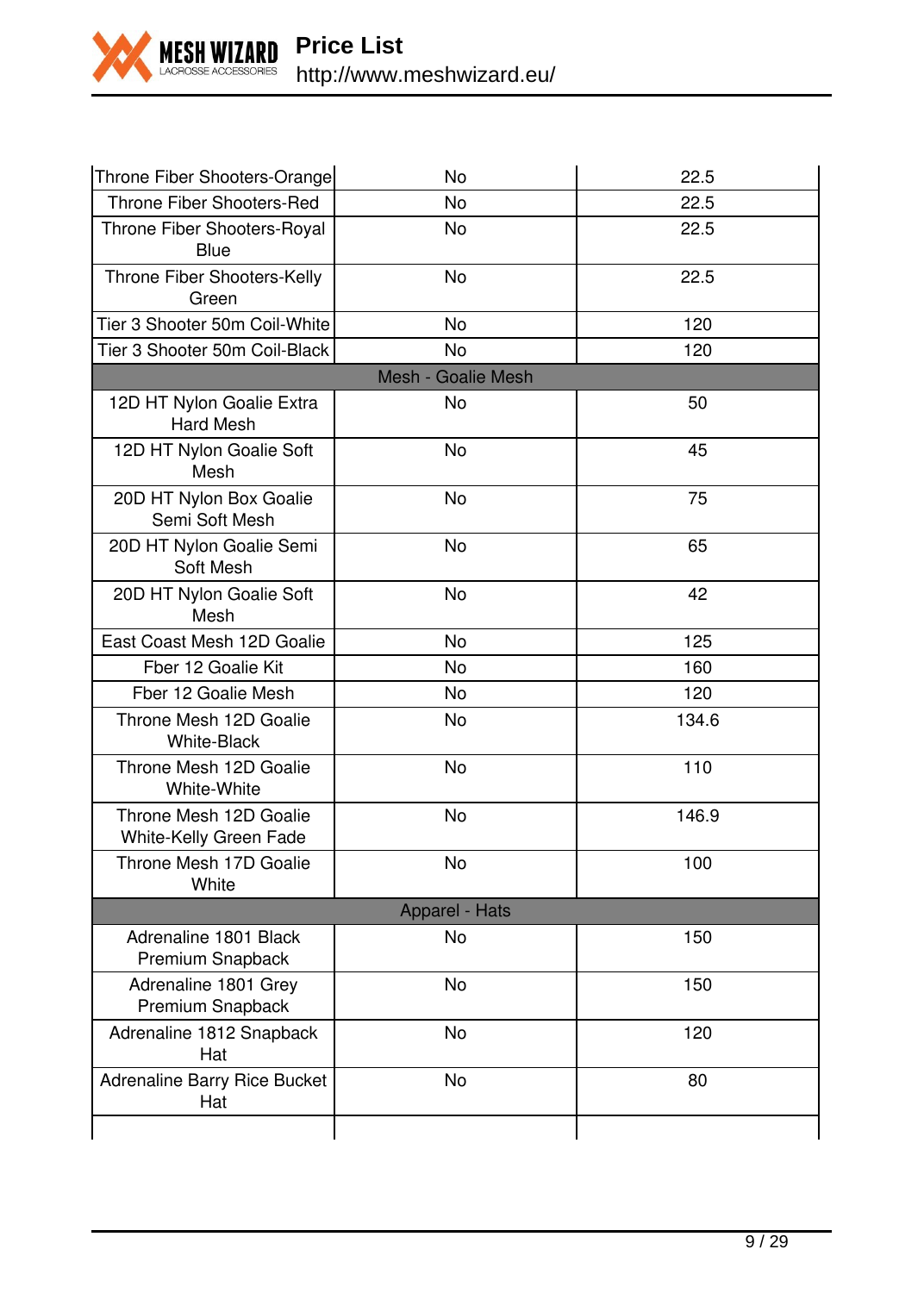| | | |
|---|---|---|
| Throne Fiber Shooters-Orange | No | 22.5 |
| Throne Fiber Shooters-Red | No | 22.5 |
| Throne Fiber Shooters-Royal Blue | No | 22.5 |
| Throne Fiber Shooters-Kelly Green | No | 22.5 |
| Tier 3 Shooter 50m Coil-White | No | 120 |
| Tier 3 Shooter 50m Coil-Black | No | 120 |
| Mesh - Goalie Mesh | | |
| 12D HT Nylon Goalie Extra Hard Mesh | No | 50 |
| 12D HT Nylon Goalie Soft Mesh | No | 45 |
| 20D HT Nylon Box Goalie Semi Soft Mesh | No | 75 |
| 20D HT Nylon Goalie Semi Soft Mesh | No | 65 |
| 20D HT Nylon Goalie Soft Mesh | No | 42 |
| East Coast Mesh 12D Goalie | No | 125 |
| Fber 12 Goalie Kit | No | 160 |
| Fber 12 Goalie Mesh | No | 120 |
| Throne Mesh 12D Goalie White-Black | No | 134.6 |
| Throne Mesh 12D Goalie White-White | No | 110 |
| Throne Mesh 12D Goalie White-Kelly Green Fade | No | 146.9 |
| Throne Mesh 17D Goalie White | No | 100 |
| Apparel - Hats | | |
| Adrenaline 1801 Black Premium Snapback | No | 150 |
| Adrenaline 1801 Grey Premium Snapback | No | 150 |
| Adrenaline 1812 Snapback Hat | No | 120 |
| Adrenaline Barry Rice Bucket Hat | No | 80 |
| | | |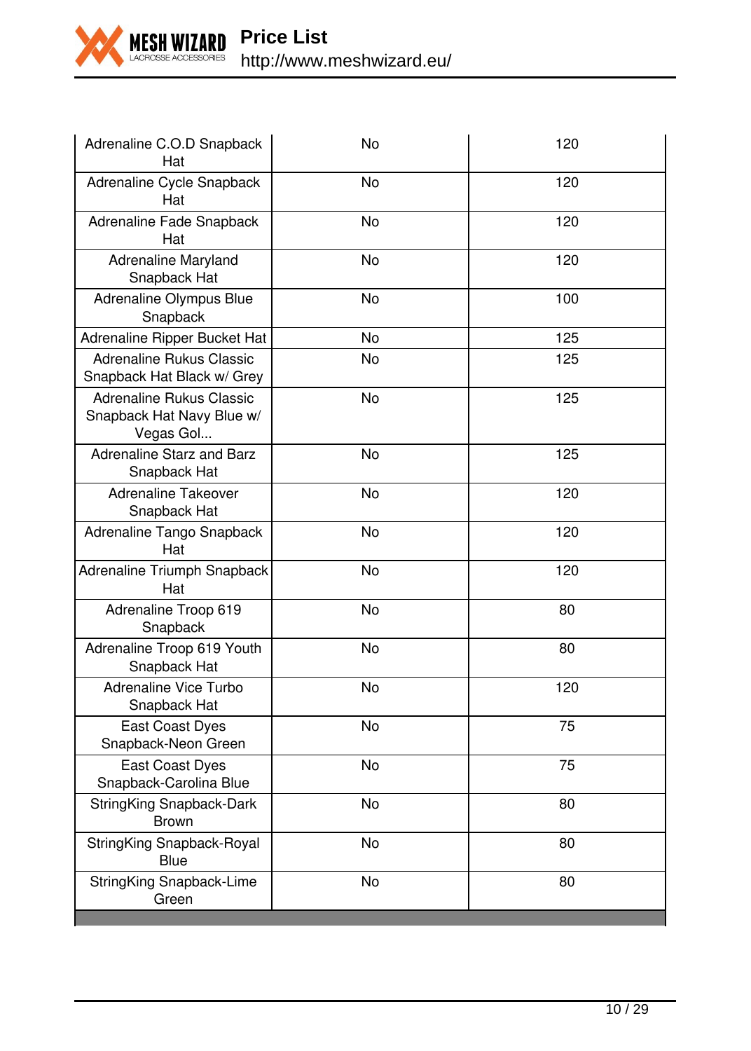| | | |
|---|---|---|
| Adrenaline C.O.D Snapback Hat | No | 120 |
| Adrenaline Cycle Snapback Hat | No | 120 |
| Adrenaline Fade Snapback Hat | No | 120 |
| Adrenaline Maryland Snapback Hat | No | 120 |
| Adrenaline Olympus Blue Snapback | No | 100 |
| Adrenaline Ripper Bucket Hat | No | 125 |
| Adrenaline Rukus Classic Snapback Hat Black w/ Grey | No | 125 |
| Adrenaline Rukus Classic Snapback Hat Navy Blue w/ Vegas Gol... | No | 125 |
| Adrenaline Starz and Barz Snapback Hat | No | 125 |
| Adrenaline Takeover Snapback Hat | No | 120 |
| Adrenaline Tango Snapback Hat | No | 120 |
| Adrenaline Triumph Snapback Hat | No | 120 |
| Adrenaline Troop 619 Snapback | No | 80 |
| Adrenaline Troop 619 Youth Snapback Hat | No | 80 |
| Adrenaline Vice Turbo Snapback Hat | No | 120 |
| East Coast Dyes Snapback-Neon Green | No | 75 |
| East Coast Dyes Snapback-Carolina Blue | No | 75 |
| StringKing Snapback-Dark Brown | No | 80 |
| StringKing Snapback-Royal Blue | No | 80 |
| StringKing Snapback-Lime Green | No | 80 |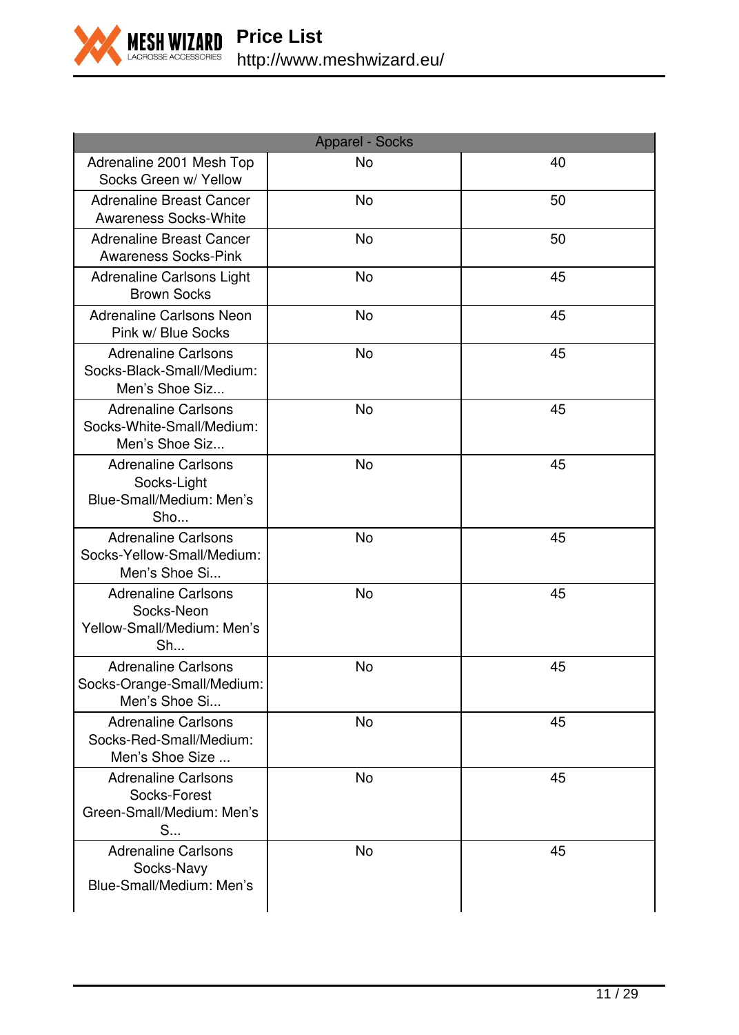| Apparel - Socks | | |
|---|---|---|
| Adrenaline 2001 Mesh Top Socks Green w/ Yellow | No | 40 |
| Adrenaline Breast Cancer Awareness Socks-White | No | 50 |
| Adrenaline Breast Cancer Awareness Socks-Pink | No | 50 |
| Adrenaline Carlsons Light Brown Socks | No | 45 |
| Adrenaline Carlsons Neon Pink w/ Blue Socks | No | 45 |
| Adrenaline Carlsons Socks-Black-Small/Medium: Men's Shoe Siz... | No | 45 |
| Adrenaline Carlsons Socks-White-Small/Medium: Men's Shoe Siz... | No | 45 |
| Adrenaline Carlsons Socks-Light Blue-Small/Medium: Men's Sho... | No | 45 |
| Adrenaline Carlsons Socks-Yellow-Small/Medium: Men's Shoe Si... | No | 45 |
| Adrenaline Carlsons Socks-Neon Yellow-Small/Medium: Men's Sh... | No | 45 |
| Adrenaline Carlsons Socks-Orange-Small/Medium: Men's Shoe Si... | No | 45 |
| Adrenaline Carlsons Socks-Red-Small/Medium: Men's Shoe Size ... | No | 45 |
| Adrenaline Carlsons Socks-Forest Green-Small/Medium: Men's S... | No | 45 |
| Adrenaline Carlsons Socks-Navy Blue-Small/Medium: Men's | No | 45 |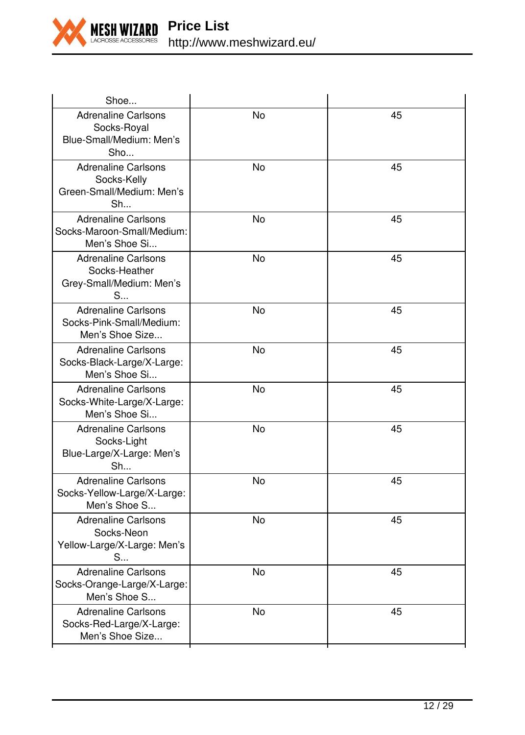| | | |
|---|---|---|
| Shoe... | | |
| Adrenaline Carlsons Socks-Royal Blue-Small/Medium: Men's Sho... | No | 45 |
| Adrenaline Carlsons Socks-Kelly Green-Small/Medium: Men's Sh... | No | 45 |
| Adrenaline Carlsons Socks-Maroon-Small/Medium: Men's Shoe Si... | No | 45 |
| Adrenaline Carlsons Socks-Heather Grey-Small/Medium: Men's S... | No | 45 |
| Adrenaline Carlsons Socks-Pink-Small/Medium: Men's Shoe Size... | No | 45 |
| Adrenaline Carlsons Socks-Black-Large/X-Large: Men's Shoe Si... | No | 45 |
| Adrenaline Carlsons Socks-White-Large/X-Large: Men's Shoe Si... | No | 45 |
| Adrenaline Carlsons Socks-Light Blue-Large/X-Large: Men's Sh... | No | 45 |
| Adrenaline Carlsons Socks-Yellow-Large/X-Large: Men's Shoe S... | No | 45 |
| Adrenaline Carlsons Socks-Neon Yellow-Large/X-Large: Men's S... | No | 45 |
| Adrenaline Carlsons Socks-Orange-Large/X-Large: Men's Shoe S... | No | 45 |
| Adrenaline Carlsons Socks-Red-Large/X-Large: Men's Shoe Size... | No | 45 |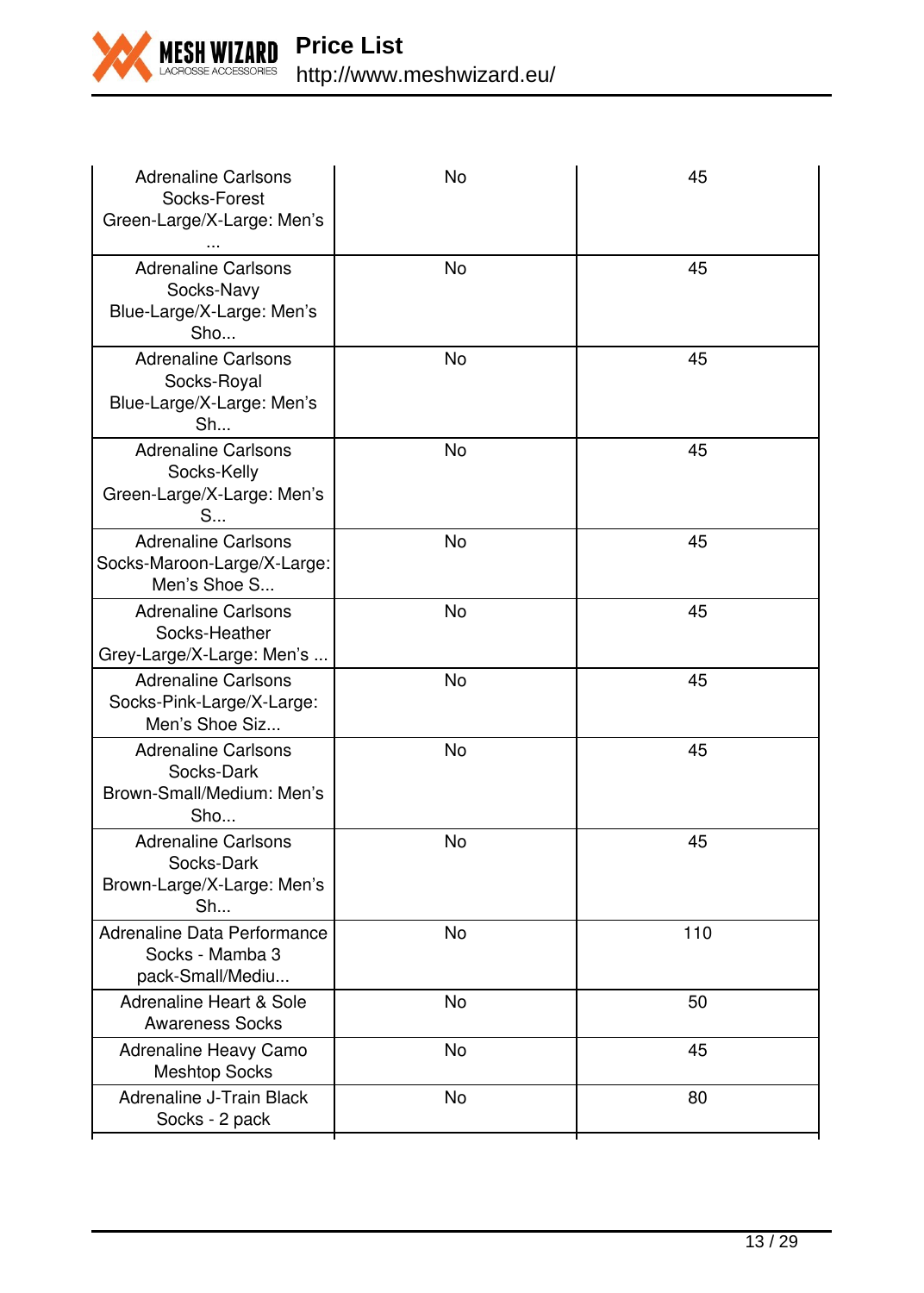| | | |
|---|---|---|
| Adrenaline Carlsons Socks-Forest Green-Large/X-Large: Men's ... | No | 45 |
| Adrenaline Carlsons Socks-Navy Blue-Large/X-Large: Men's Sho... | No | 45 |
| Adrenaline Carlsons Socks-Royal Blue-Large/X-Large: Men's Sh... | No | 45 |
| Adrenaline Carlsons Socks-Kelly Green-Large/X-Large: Men's S... | No | 45 |
| Adrenaline Carlsons Socks-Maroon-Large/X-Large: Men's Shoe S... | No | 45 |
| Adrenaline Carlsons Socks-Heather Grey-Large/X-Large: Men's ... | No | 45 |
| Adrenaline Carlsons Socks-Pink-Large/X-Large: Men's Shoe Siz... | No | 45 |
| Adrenaline Carlsons Socks-Dark Brown-Small/Medium: Men's Sho... | No | 45 |
| Adrenaline Carlsons Socks-Dark Brown-Large/X-Large: Men's Sh... | No | 45 |
| Adrenaline Data Performance Socks - Mamba 3 pack-Small/Mediu... | No | 110 |
| Adrenaline Heart & Sole Awareness Socks | No | 50 |
| Adrenaline Heavy Camo Meshtop Socks | No | 45 |
| Adrenaline J-Train Black Socks - 2 pack | No | 80 |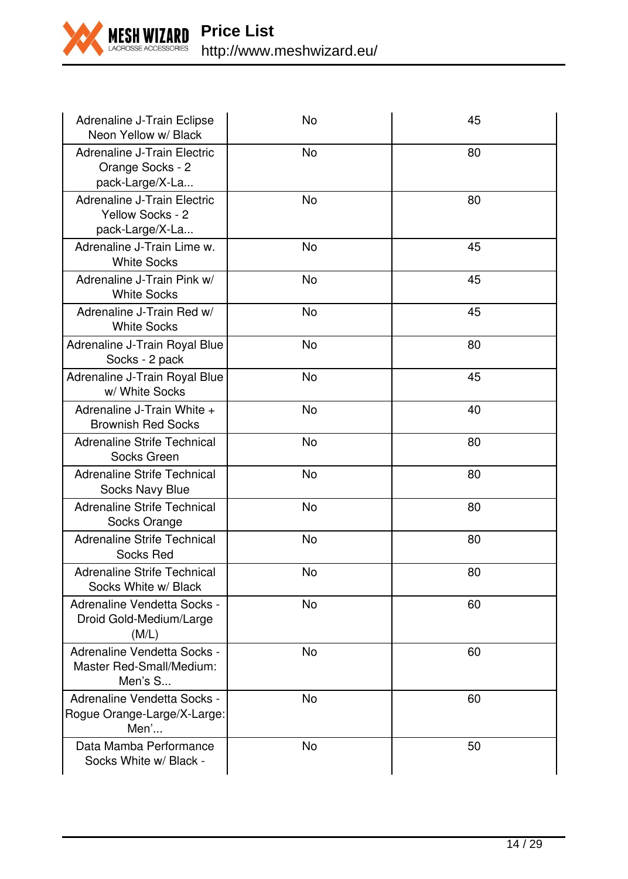| | | |
|---|---|---|
| Adrenaline J-Train Eclipse Neon Yellow w/ Black | No | 45 |
| Adrenaline J-Train Electric Orange Socks - 2 pack-Large/X-La... | No | 80 |
| Adrenaline J-Train Electric Yellow Socks - 2 pack-Large/X-La... | No | 80 |
| Adrenaline J-Train Lime w. White Socks | No | 45 |
| Adrenaline J-Train Pink w/ White Socks | No | 45 |
| Adrenaline J-Train Red w/ White Socks | No | 45 |
| Adrenaline J-Train Royal Blue Socks - 2 pack | No | 80 |
| Adrenaline J-Train Royal Blue w/ White Socks | No | 45 |
| Adrenaline J-Train White + Brownish Red Socks | No | 40 |
| Adrenaline Strife Technical Socks Green | No | 80 |
| Adrenaline Strife Technical Socks Navy Blue | No | 80 |
| Adrenaline Strife Technical Socks Orange | No | 80 |
| Adrenaline Strife Technical Socks Red | No | 80 |
| Adrenaline Strife Technical Socks White w/ Black | No | 80 |
| Adrenaline Vendetta Socks - Droid Gold-Medium/Large (M/L) | No | 60 |
| Adrenaline Vendetta Socks - Master Red-Small/Medium: Men's S... | No | 60 |
| Adrenaline Vendetta Socks - Rogue Orange-Large/X-Large: Men'... | No | 60 |
| Data Mamba Performance Socks White w/ Black - | No | 50 |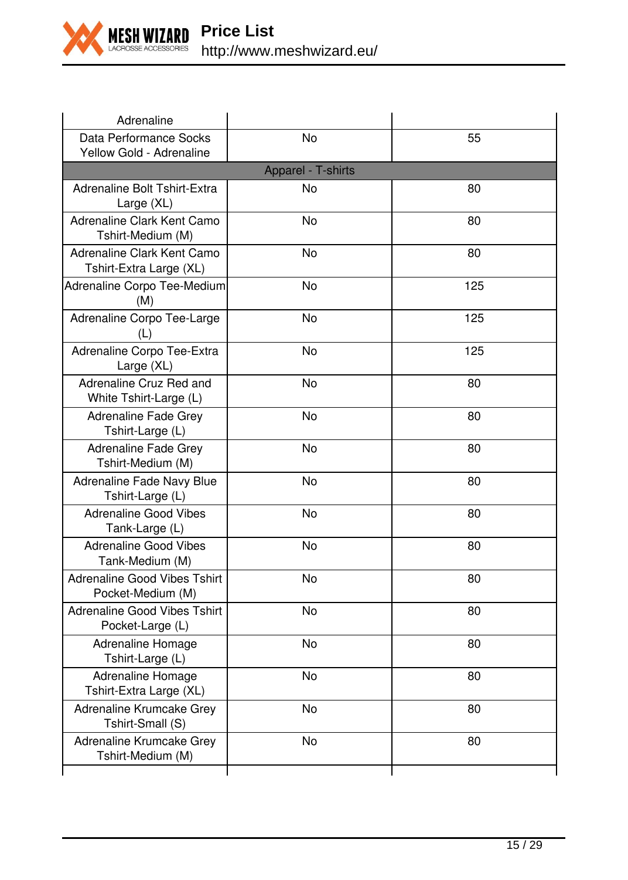| | | |
|---|---|---|
| Adrenaline | | |
| Data Performance Socks Yellow Gold - Adrenaline | No | 55 |
| Apparel - T-shirts | | |
| Adrenaline Bolt Tshirt-Extra Large (XL) | No | 80 |
| Adrenaline Clark Kent Camo Tshirt-Medium (M) | No | 80 |
| Adrenaline Clark Kent Camo Tshirt-Extra Large (XL) | No | 80 |
| Adrenaline Corpo Tee-Medium (M) | No | 125 |
| Adrenaline Corpo Tee-Large (L) | No | 125 |
| Adrenaline Corpo Tee-Extra Large (XL) | No | 125 |
| Adrenaline Cruz Red and White Tshirt-Large (L) | No | 80 |
| Adrenaline Fade Grey Tshirt-Large (L) | No | 80 |
| Adrenaline Fade Grey Tshirt-Medium (M) | No | 80 |
| Adrenaline Fade Navy Blue Tshirt-Large (L) | No | 80 |
| Adrenaline Good Vibes Tank-Large (L) | No | 80 |
| Adrenaline Good Vibes Tank-Medium (M) | No | 80 |
| Adrenaline Good Vibes Tshirt Pocket-Medium (M) | No | 80 |
| Adrenaline Good Vibes Tshirt Pocket-Large (L) | No | 80 |
| Adrenaline Homage Tshirt-Large (L) | No | 80 |
| Adrenaline Homage Tshirt-Extra Large (XL) | No | 80 |
| Adrenaline Krumcake Grey Tshirt-Small (S) | No | 80 |
| Adrenaline Krumcake Grey Tshirt-Medium (M) | No | 80 |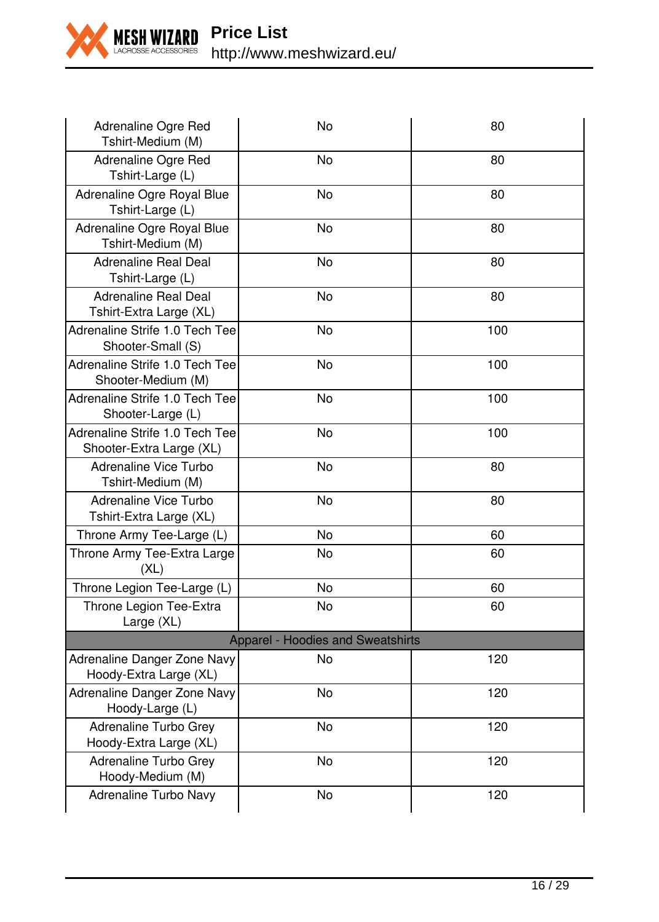| | | |
|---|---|---|
| Adrenaline Ogre Red Tshirt-Medium (M) | No | 80 |
| Adrenaline Ogre Red Tshirt-Large (L) | No | 80 |
| Adrenaline Ogre Royal Blue Tshirt-Large (L) | No | 80 |
| Adrenaline Ogre Royal Blue Tshirt-Medium (M) | No | 80 |
| Adrenaline Real Deal Tshirt-Large (L) | No | 80 |
| Adrenaline Real Deal Tshirt-Extra Large (XL) | No | 80 |
| Adrenaline Strife 1.0 Tech Tee Shooter-Small (S) | No | 100 |
| Adrenaline Strife 1.0 Tech Tee Shooter-Medium (M) | No | 100 |
| Adrenaline Strife 1.0 Tech Tee Shooter-Large (L) | No | 100 |
| Adrenaline Strife 1.0 Tech Tee Shooter-Extra Large (XL) | No | 100 |
| Adrenaline Vice Turbo Tshirt-Medium (M) | No | 80 |
| Adrenaline Vice Turbo Tshirt-Extra Large (XL) | No | 80 |
| Throne Army Tee-Large (L) | No | 60 |
| Throne Army Tee-Extra Large (XL) | No | 60 |
| Throne Legion Tee-Large (L) | No | 60 |
| Throne Legion Tee-Extra Large (XL) | No | 60 |
| Apparel - Hoodies and Sweatshirts | | |
| Adrenaline Danger Zone Navy Hoody-Extra Large (XL) | No | 120 |
| Adrenaline Danger Zone Navy Hoody-Large (L) | No | 120 |
| Adrenaline Turbo Grey Hoody-Extra Large (XL) | No | 120 |
| Adrenaline Turbo Grey Hoody-Medium (M) | No | 120 |
| Adrenaline Turbo Navy | No | 120 |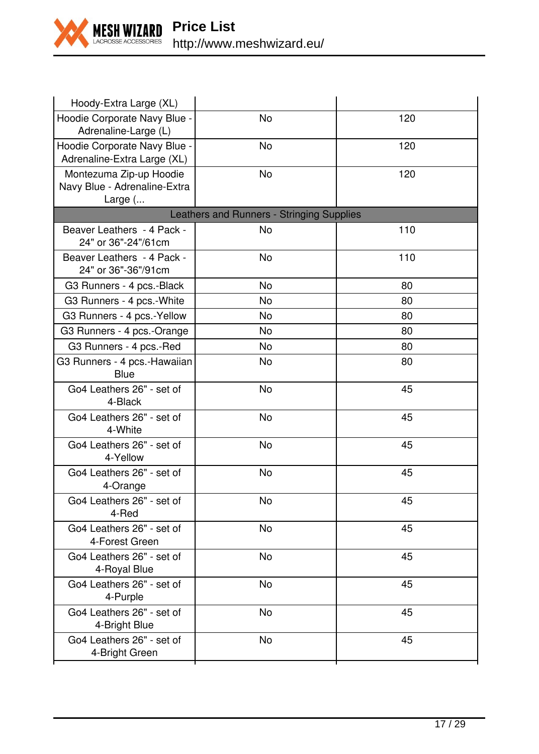| | | |
|---|---|---|
| Hoody-Extra Large (XL) | | |
| Hoodie Corporate Navy Blue - Adrenaline-Large (L) | No | 120 |
| Hoodie Corporate Navy Blue - Adrenaline-Extra Large (XL) | No | 120 |
| Montezuma Zip-up Hoodie Navy Blue - Adrenaline-Extra Large (... | No | 120 |
| Leathers and Runners - Stringing Supplies | | |
| Beaver Leathers - 4 Pack - 24" or 36"-24"/61cm | No | 110 |
| Beaver Leathers - 4 Pack - 24" or 36"-36"/91cm | No | 110 |
| G3 Runners - 4 pcs.-Black | No | 80 |
| G3 Runners - 4 pcs.-White | No | 80 |
| G3 Runners - 4 pcs.-Yellow | No | 80 |
| G3 Runners - 4 pcs.-Orange | No | 80 |
| G3 Runners - 4 pcs.-Red | No | 80 |
| G3 Runners - 4 pcs.-Hawaiian Blue | No | 80 |
| Go4 Leathers 26" - set of 4-Black | No | 45 |
| Go4 Leathers 26" - set of 4-White | No | 45 |
| Go4 Leathers 26" - set of 4-Yellow | No | 45 |
| Go4 Leathers 26" - set of 4-Orange | No | 45 |
| Go4 Leathers 26" - set of 4-Red | No | 45 |
| Go4 Leathers 26" - set of 4-Forest Green | No | 45 |
| Go4 Leathers 26" - set of 4-Royal Blue | No | 45 |
| Go4 Leathers 26" - set of 4-Purple | No | 45 |
| Go4 Leathers 26" - set of 4-Bright Blue | No | 45 |
| Go4 Leathers 26" - set of 4-Bright Green | No | 45 |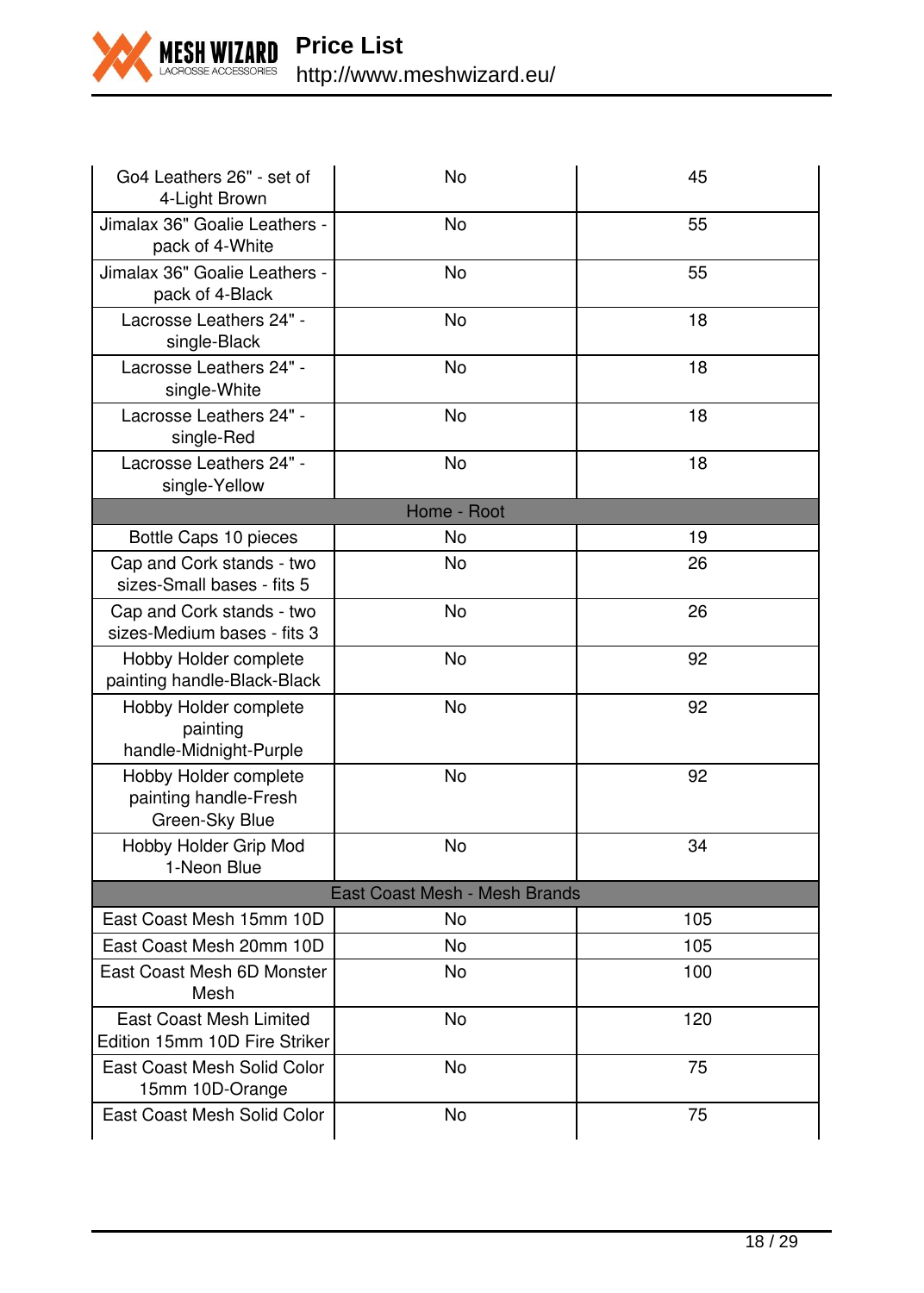| | | |
|---|---|---|
| Go4 Leathers 26" - set of 4-Light Brown | No | 45 |
| Jimalax 36" Goalie Leathers - pack of 4-White | No | 55 |
| Jimalax 36" Goalie Leathers - pack of 4-Black | No | 55 |
| Lacrosse Leathers 24" - single-Black | No | 18 |
| Lacrosse Leathers 24" - single-White | No | 18 |
| Lacrosse Leathers 24" - single-Red | No | 18 |
| Lacrosse Leathers 24" - single-Yellow | No | 18 |
| Home - Root | | |
| Bottle Caps 10 pieces | No | 19 |
| Cap and Cork stands - two sizes-Small bases - fits 5 | No | 26 |
| Cap and Cork stands - two sizes-Medium bases - fits 3 | No | 26 |
| Hobby Holder complete painting handle-Black-Black | No | 92 |
| Hobby Holder complete painting handle-Midnight-Purple | No | 92 |
| Hobby Holder complete painting handle-Fresh Green-Sky Blue | No | 92 |
| Hobby Holder Grip Mod 1-Neon Blue | No | 34 |
| East Coast Mesh - Mesh Brands | | |
| East Coast Mesh 15mm 10D | No | 105 |
| East Coast Mesh 20mm 10D | No | 105 |
| East Coast Mesh 6D Monster Mesh | No | 100 |
| East Coast Mesh Limited Edition 15mm 10D Fire Striker | No | 120 |
| East Coast Mesh Solid Color 15mm 10D-Orange | No | 75 |
| East Coast Mesh Solid Color | No | 75 |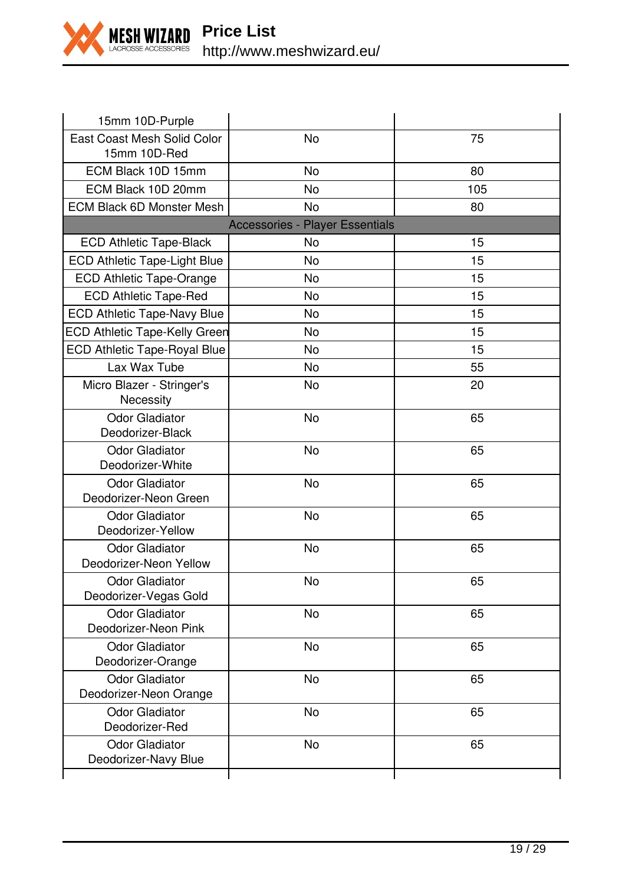| | | |
|---|---|---|
| 15mm 10D-Purple | | |
| East Coast Mesh Solid Color 15mm 10D-Red | No | 75 |
| ECM Black 10D 15mm | No | 80 |
| ECM Black 10D 20mm | No | 105 |
| ECM Black 6D Monster Mesh | No | 80 |
| | Accessories - Player Essentials | |
| ECD Athletic Tape-Black | No | 15 |
| ECD Athletic Tape-Light Blue | No | 15 |
| ECD Athletic Tape-Orange | No | 15 |
| ECD Athletic Tape-Red | No | 15 |
| ECD Athletic Tape-Navy Blue | No | 15 |
| ECD Athletic Tape-Kelly Green | No | 15 |
| ECD Athletic Tape-Royal Blue | No | 15 |
| Lax Wax Tube | No | 55 |
| Micro Blazer - Stringer's Necessity | No | 20 |
| Odor Gladiator Deodorizer-Black | No | 65 |
| Odor Gladiator Deodorizer-White | No | 65 |
| Odor Gladiator Deodorizer-Neon Green | No | 65 |
| Odor Gladiator Deodorizer-Yellow | No | 65 |
| Odor Gladiator Deodorizer-Neon Yellow | No | 65 |
| Odor Gladiator Deodorizer-Vegas Gold | No | 65 |
| Odor Gladiator Deodorizer-Neon Pink | No | 65 |
| Odor Gladiator Deodorizer-Orange | No | 65 |
| Odor Gladiator Deodorizer-Neon Orange | No | 65 |
| Odor Gladiator Deodorizer-Red | No | 65 |
| Odor Gladiator Deodorizer-Navy Blue | No | 65 |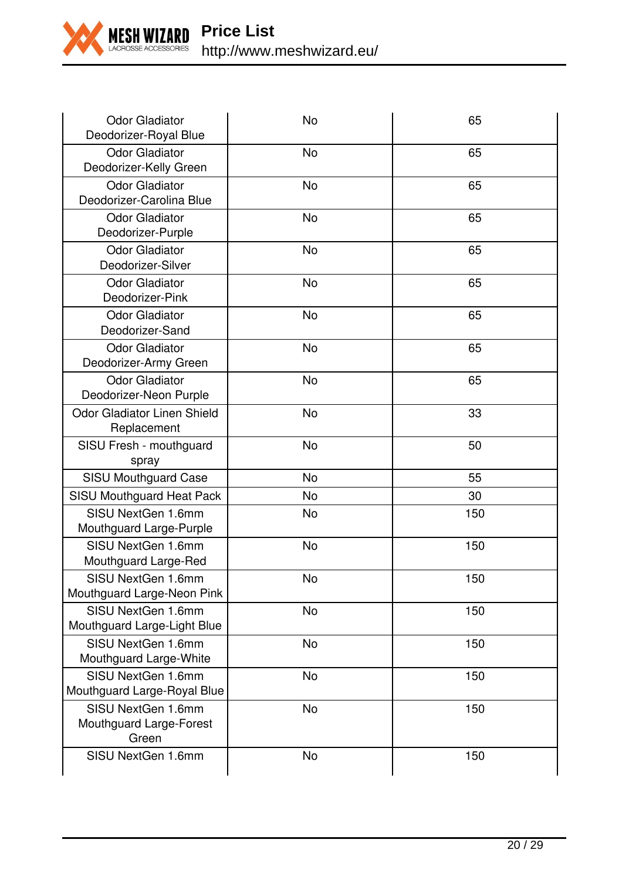| | | |
|---|---|---|
| Odor Gladiator Deodorizer-Royal Blue | No | 65 |
| Odor Gladiator Deodorizer-Kelly Green | No | 65 |
| Odor Gladiator Deodorizer-Carolina Blue | No | 65 |
| Odor Gladiator Deodorizer-Purple | No | 65 |
| Odor Gladiator Deodorizer-Silver | No | 65 |
| Odor Gladiator Deodorizer-Pink | No | 65 |
| Odor Gladiator Deodorizer-Sand | No | 65 |
| Odor Gladiator Deodorizer-Army Green | No | 65 |
| Odor Gladiator Deodorizer-Neon Purple | No | 65 |
| Odor Gladiator Linen Shield Replacement | No | 33 |
| SISU Fresh - mouthguard spray | No | 50 |
| SISU Mouthguard Case | No | 55 |
| SISU Mouthguard Heat Pack | No | 30 |
| SISU NextGen 1.6mm Mouthguard Large-Purple | No | 150 |
| SISU NextGen 1.6mm Mouthguard Large-Red | No | 150 |
| SISU NextGen 1.6mm Mouthguard Large-Neon Pink | No | 150 |
| SISU NextGen 1.6mm Mouthguard Large-Light Blue | No | 150 |
| SISU NextGen 1.6mm Mouthguard Large-White | No | 150 |
| SISU NextGen 1.6mm Mouthguard Large-Royal Blue | No | 150 |
| SISU NextGen 1.6mm Mouthguard Large-Forest Green | No | 150 |
| SISU NextGen 1.6mm | No | 150 |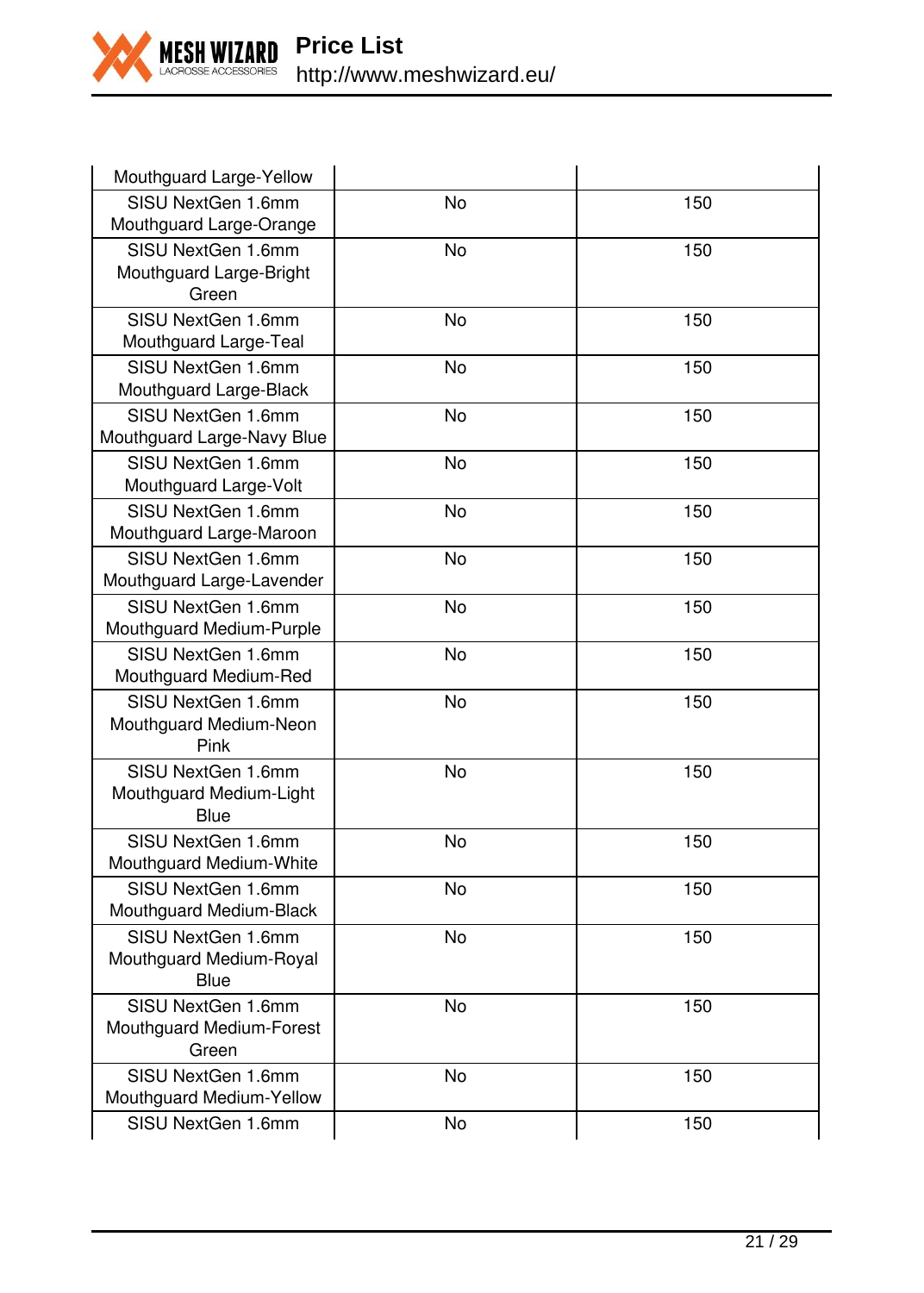| | | |
|---|---|---|
| Mouthguard Large-Yellow | | |
| SISU NextGen 1.6mm Mouthguard Large-Orange | No | 150 |
| SISU NextGen 1.6mm Mouthguard Large-Bright Green | No | 150 |
| SISU NextGen 1.6mm Mouthguard Large-Teal | No | 150 |
| SISU NextGen 1.6mm Mouthguard Large-Black | No | 150 |
| SISU NextGen 1.6mm Mouthguard Large-Navy Blue | No | 150 |
| SISU NextGen 1.6mm Mouthguard Large-Volt | No | 150 |
| SISU NextGen 1.6mm Mouthguard Large-Maroon | No | 150 |
| SISU NextGen 1.6mm Mouthguard Large-Lavender | No | 150 |
| SISU NextGen 1.6mm Mouthguard Medium-Purple | No | 150 |
| SISU NextGen 1.6mm Mouthguard Medium-Red | No | 150 |
| SISU NextGen 1.6mm Mouthguard Medium-Neon Pink | No | 150 |
| SISU NextGen 1.6mm Mouthguard Medium-Light Blue | No | 150 |
| SISU NextGen 1.6mm Mouthguard Medium-White | No | 150 |
| SISU NextGen 1.6mm Mouthguard Medium-Black | No | 150 |
| SISU NextGen 1.6mm Mouthguard Medium-Royal Blue | No | 150 |
| SISU NextGen 1.6mm Mouthguard Medium-Forest Green | No | 150 |
| SISU NextGen 1.6mm Mouthguard Medium-Yellow | No | 150 |
| SISU NextGen 1.6mm | No | 150 |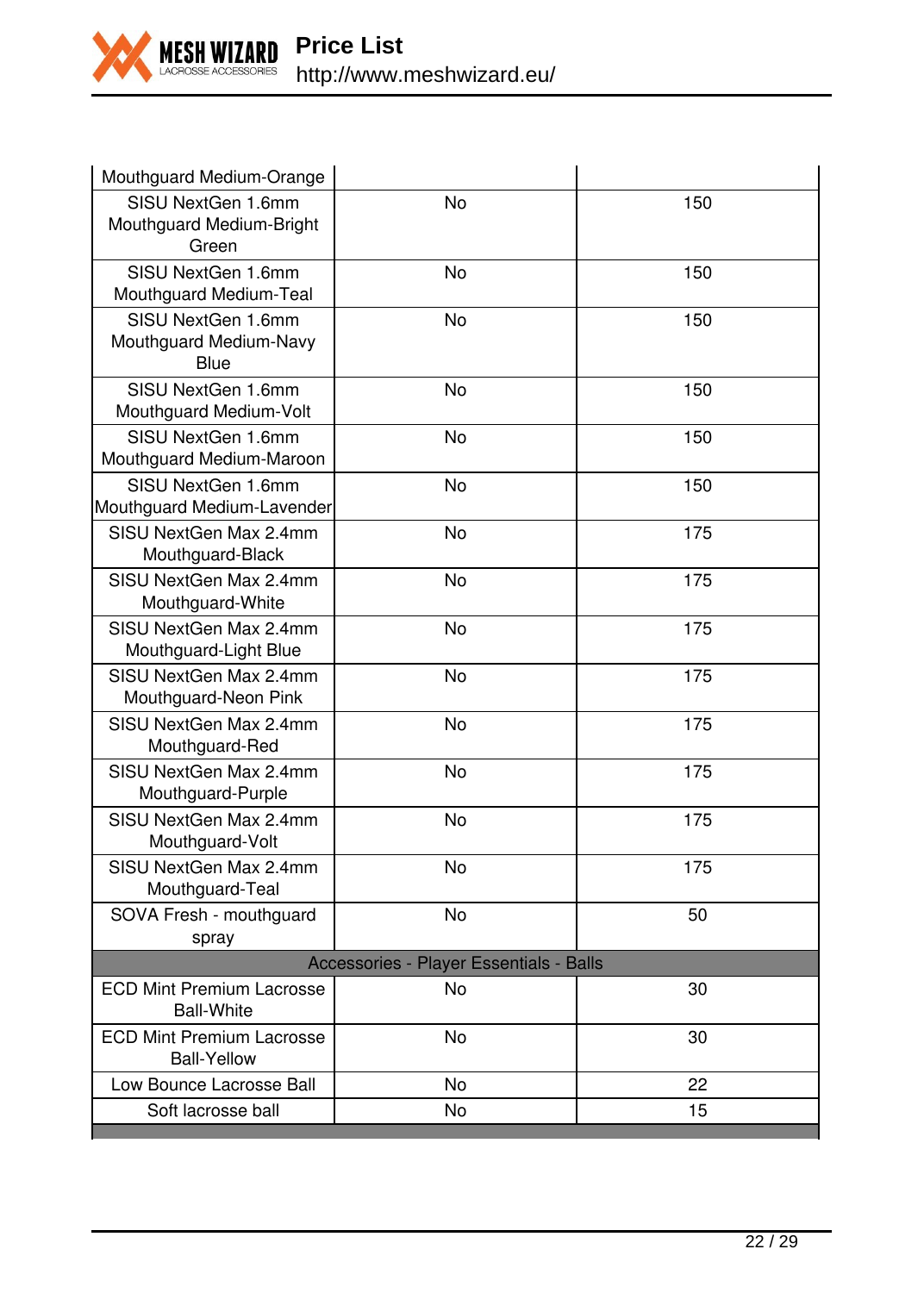| | | |
|---|---|---|
| Mouthguard Medium-Orange | | |
| SISU NextGen 1.6mm Mouthguard Medium-Bright Green | No | 150 |
| SISU NextGen 1.6mm Mouthguard Medium-Teal | No | 150 |
| SISU NextGen 1.6mm Mouthguard Medium-Navy Blue | No | 150 |
| SISU NextGen 1.6mm Mouthguard Medium-Volt | No | 150 |
| SISU NextGen 1.6mm Mouthguard Medium-Maroon | No | 150 |
| SISU NextGen 1.6mm Mouthguard Medium-Lavender | No | 150 |
| SISU NextGen Max 2.4mm Mouthguard-Black | No | 175 |
| SISU NextGen Max 2.4mm Mouthguard-White | No | 175 |
| SISU NextGen Max 2.4mm Mouthguard-Light Blue | No | 175 |
| SISU NextGen Max 2.4mm Mouthguard-Neon Pink | No | 175 |
| SISU NextGen Max 2.4mm Mouthguard-Red | No | 175 |
| SISU NextGen Max 2.4mm Mouthguard-Purple | No | 175 |
| SISU NextGen Max 2.4mm Mouthguard-Volt | No | 175 |
| SISU NextGen Max 2.4mm Mouthguard-Teal | No | 175 |
| SOVA Fresh - mouthguard spray | No | 50 |
| Accessories - Player Essentials - Balls | | |
| ECD Mint Premium Lacrosse Ball-White | No | 30 |
| ECD Mint Premium Lacrosse Ball-Yellow | No | 30 |
| Low Bounce Lacrosse Ball | No | 22 |
| Soft lacrosse ball | No | 15 |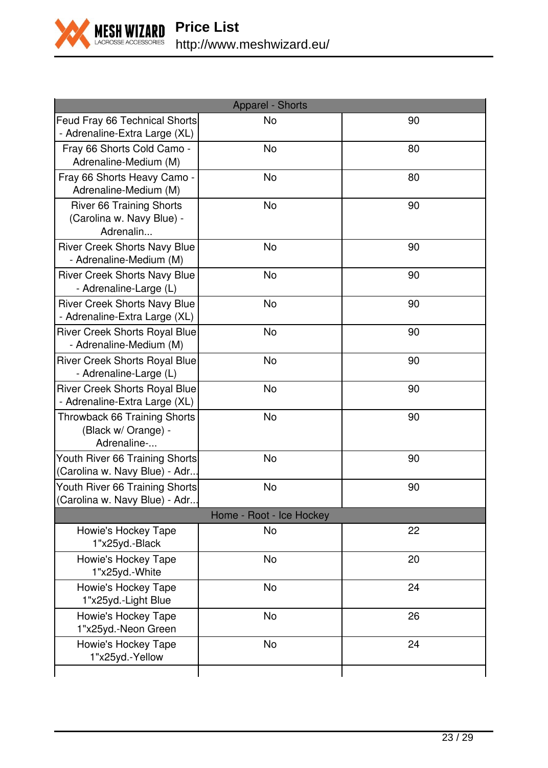# Price List

http://www.meshwizard.eu/

| Apparel - Shorts | | |
|---|---|---|
| Feud Fray 66 Technical Shorts - Adrenaline-Extra Large (XL) | No | 90 |
| Fray 66 Shorts Cold Camo - Adrenaline-Medium (M) | No | 80 |
| Fray 66 Shorts Heavy Camo - Adrenaline-Medium (M) | No | 80 |
| River 66 Training Shorts (Carolina w. Navy Blue) - Adrenalin... | No | 90 |
| River Creek Shorts Navy Blue - Adrenaline-Medium (M) | No | 90 |
| River Creek Shorts Navy Blue - Adrenaline-Large (L) | No | 90 |
| River Creek Shorts Navy Blue - Adrenaline-Extra Large (XL) | No | 90 |
| River Creek Shorts Royal Blue - Adrenaline-Medium (M) | No | 90 |
| River Creek Shorts Royal Blue - Adrenaline-Large (L) | No | 90 |
| River Creek Shorts Royal Blue - Adrenaline-Extra Large (XL) | No | 90 |
| Throwback 66 Training Shorts (Black w/ Orange) - Adrenaline-... | No | 90 |
| Youth River 66 Training Shorts (Carolina w. Navy Blue) - Adr... | No | 90 |
| Youth River 66 Training Shorts (Carolina w. Navy Blue) - Adr... | No | 90 |
| **Home - Root - Ice Hockey** | | |
| Howie's Hockey Tape 1"x25yd.-Black | No | 22 |
| Howie's Hockey Tape 1"x25yd.-White | No | 20 |
| Howie's Hockey Tape 1"x25yd.-Light Blue | No | 24 |
| Howie's Hockey Tape 1"x25yd.-Neon Green | No | 26 |
| Howie's Hockey Tape 1"x25yd.-Yellow | No | 24 |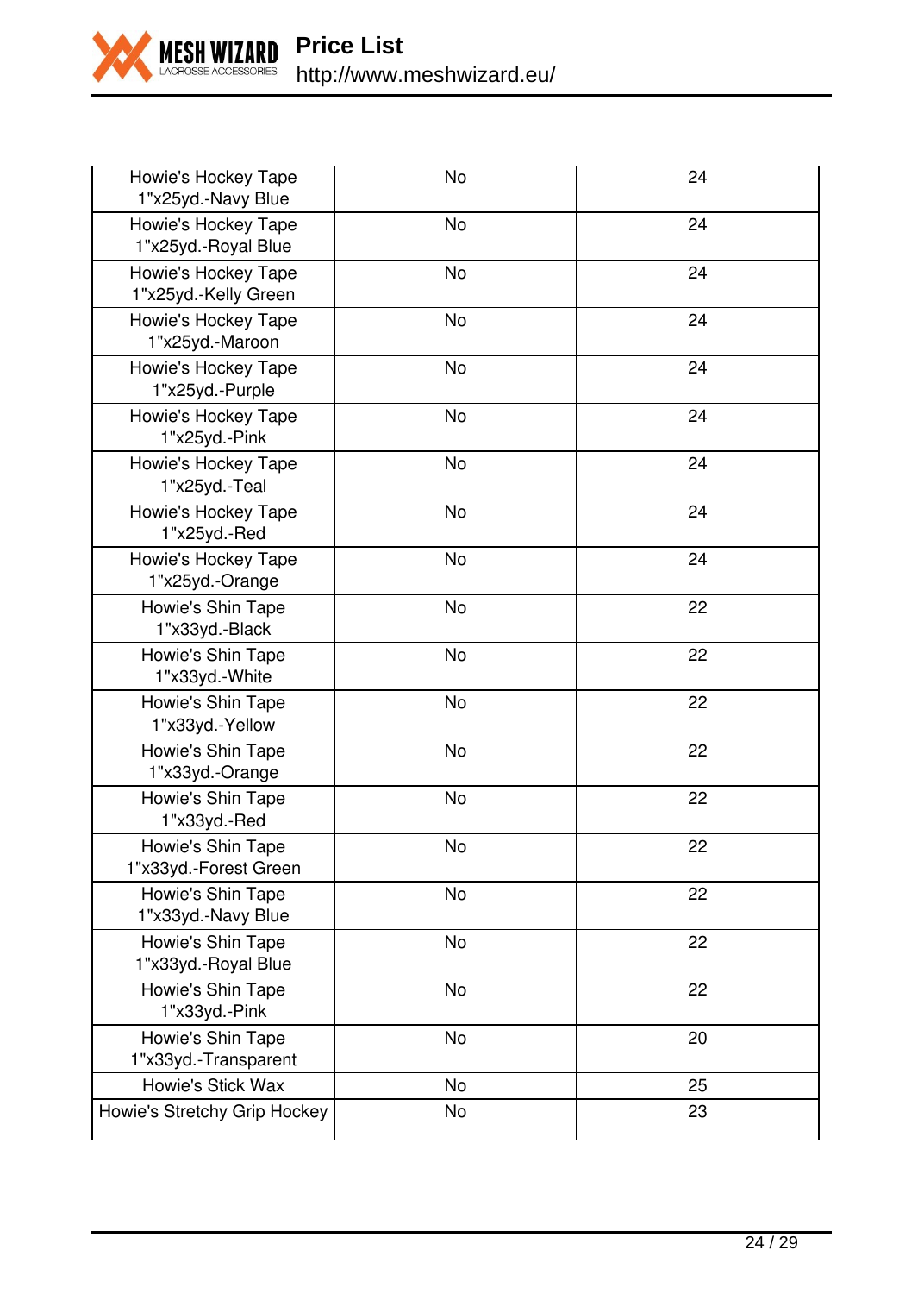| | | |
|---|---|---|
| Howie's Hockey Tape 1"x25yd.-Navy Blue | No | 24 |
| Howie's Hockey Tape 1"x25yd.-Royal Blue | No | 24 |
| Howie's Hockey Tape 1"x25yd.-Kelly Green | No | 24 |
| Howie's Hockey Tape 1"x25yd.-Maroon | No | 24 |
| Howie's Hockey Tape 1"x25yd.-Purple | No | 24 |
| Howie's Hockey Tape 1"x25yd.-Pink | No | 24 |
| Howie's Hockey Tape 1"x25yd.-Teal | No | 24 |
| Howie's Hockey Tape 1"x25yd.-Red | No | 24 |
| Howie's Hockey Tape 1"x25yd.-Orange | No | 24 |
| Howie's Shin Tape 1"x33yd.-Black | No | 22 |
| Howie's Shin Tape 1"x33yd.-White | No | 22 |
| Howie's Shin Tape 1"x33yd.-Yellow | No | 22 |
| Howie's Shin Tape 1"x33yd.-Orange | No | 22 |
| Howie's Shin Tape 1"x33yd.-Red | No | 22 |
| Howie's Shin Tape 1"x33yd.-Forest Green | No | 22 |
| Howie's Shin Tape 1"x33yd.-Navy Blue | No | 22 |
| Howie's Shin Tape 1"x33yd.-Royal Blue | No | 22 |
| Howie's Shin Tape 1"x33yd.-Pink | No | 22 |
| Howie's Shin Tape 1"x33yd.-Transparent | No | 20 |
| Howie's Stick Wax | No | 25 |
| Howie's Stretchy Grip Hockey | No | 23 |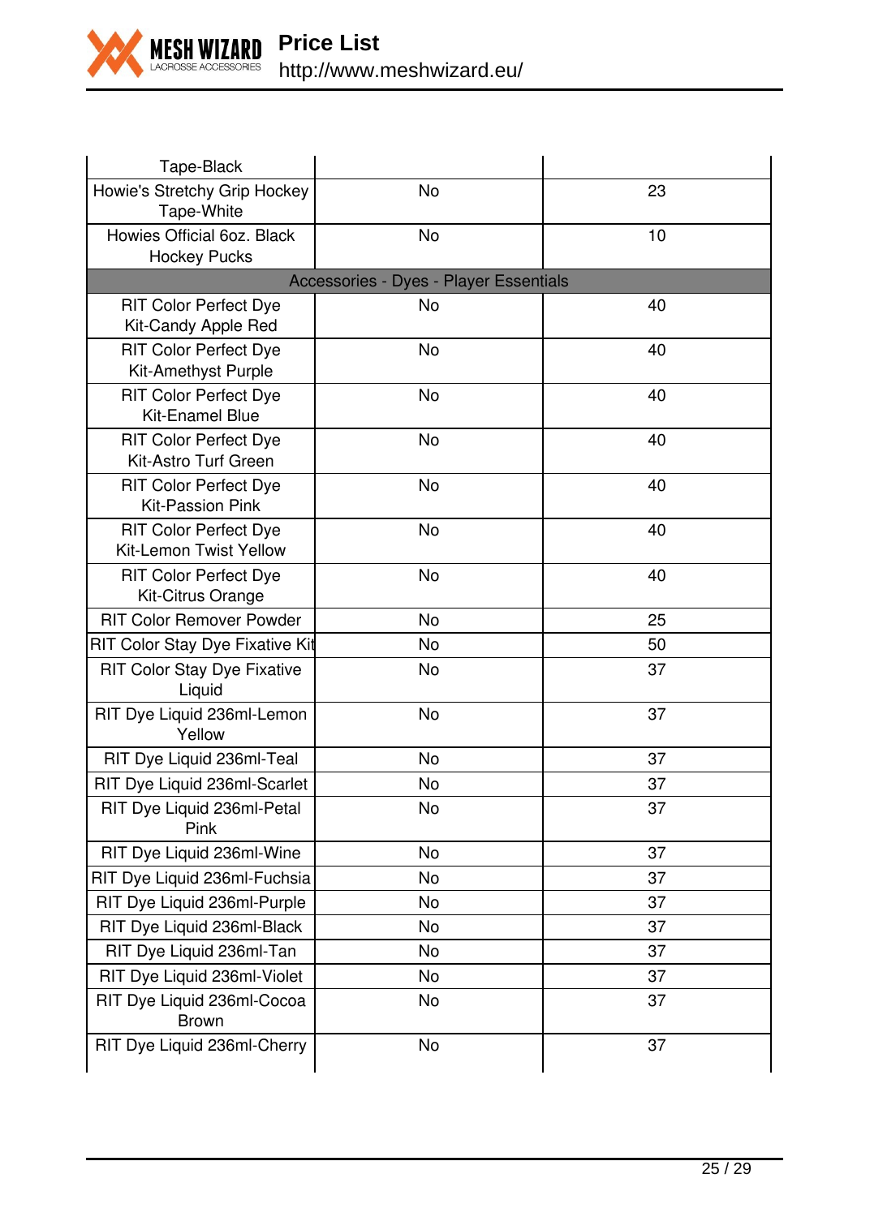| Tape-Black | | |
|---|---|---|
| Howie's Stretchy Grip Hockey Tape-White | No | 23 |
| Howies Official 6oz. Black Hockey Pucks | No | 10 |
| Accessories - Dyes - Player Essentials | | |
| RIT Color Perfect Dye Kit-Candy Apple Red | No | 40 |
| RIT Color Perfect Dye Kit-Amethyst Purple | No | 40 |
| RIT Color Perfect Dye Kit-Enamel Blue | No | 40 |
| RIT Color Perfect Dye Kit-Astro Turf Green | No | 40 |
| RIT Color Perfect Dye Kit-Passion Pink | No | 40 |
| RIT Color Perfect Dye Kit-Lemon Twist Yellow | No | 40 |
| RIT Color Perfect Dye Kit-Citrus Orange | No | 40 |
| RIT Color Remover Powder | No | 25 |
| RIT Color Stay Dye Fixative Kit | No | 50 |
| RIT Color Stay Dye Fixative Liquid | No | 37 |
| RIT Dye Liquid 236ml-Lemon Yellow | No | 37 |
| RIT Dye Liquid 236ml-Teal | No | 37 |
| RIT Dye Liquid 236ml-Scarlet | No | 37 |
| RIT Dye Liquid 236ml-Petal Pink | No | 37 |
| RIT Dye Liquid 236ml-Wine | No | 37 |
| RIT Dye Liquid 236ml-Fuchsia | No | 37 |
| RIT Dye Liquid 236ml-Purple | No | 37 |
| RIT Dye Liquid 236ml-Black | No | 37 |
| RIT Dye Liquid 236ml-Tan | No | 37 |
| RIT Dye Liquid 236ml-Violet | No | 37 |
| RIT Dye Liquid 236ml-Cocoa Brown | No | 37 |
| RIT Dye Liquid 236ml-Cherry | No | 37 |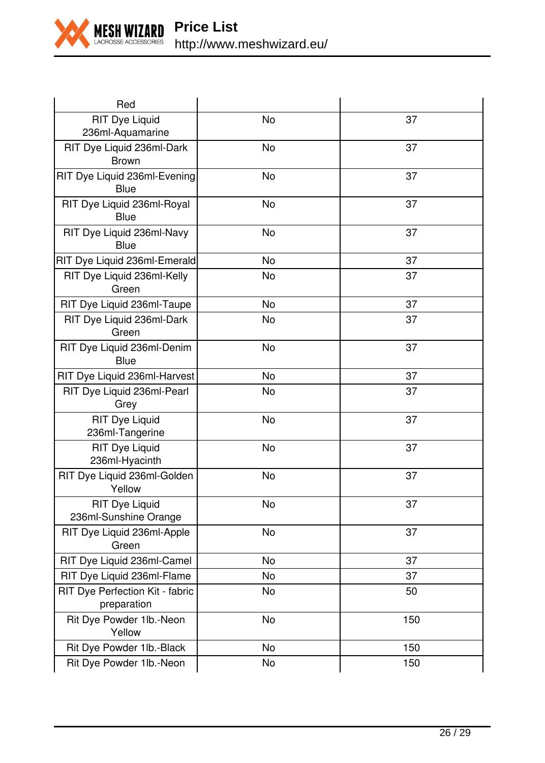| | | |
|---|---|---|
| Red | | |
| RIT Dye Liquid 236ml-Aquamarine | No | 37 |
| RIT Dye Liquid 236ml-Dark Brown | No | 37 |
| RIT Dye Liquid 236ml-Evening Blue | No | 37 |
| RIT Dye Liquid 236ml-Royal Blue | No | 37 |
| RIT Dye Liquid 236ml-Navy Blue | No | 37 |
| RIT Dye Liquid 236ml-Emerald | No | 37 |
| RIT Dye Liquid 236ml-Kelly Green | No | 37 |
| RIT Dye Liquid 236ml-Taupe | No | 37 |
| RIT Dye Liquid 236ml-Dark Green | No | 37 |
| RIT Dye Liquid 236ml-Denim Blue | No | 37 |
| RIT Dye Liquid 236ml-Harvest | No | 37 |
| RIT Dye Liquid 236ml-Pearl Grey | No | 37 |
| RIT Dye Liquid 236ml-Tangerine | No | 37 |
| RIT Dye Liquid 236ml-Hyacinth | No | 37 |
| RIT Dye Liquid 236ml-Golden Yellow | No | 37 |
| RIT Dye Liquid 236ml-Sunshine Orange | No | 37 |
| RIT Dye Liquid 236ml-Apple Green | No | 37 |
| RIT Dye Liquid 236ml-Camel | No | 37 |
| RIT Dye Liquid 236ml-Flame | No | 37 |
| RIT Dye Perfection Kit - fabric preparation | No | 50 |
| Rit Dye Powder 1lb.-Neon Yellow | No | 150 |
| Rit Dye Powder 1lb.-Black | No | 150 |
| Rit Dye Powder 1lb.-Neon | No | 150 |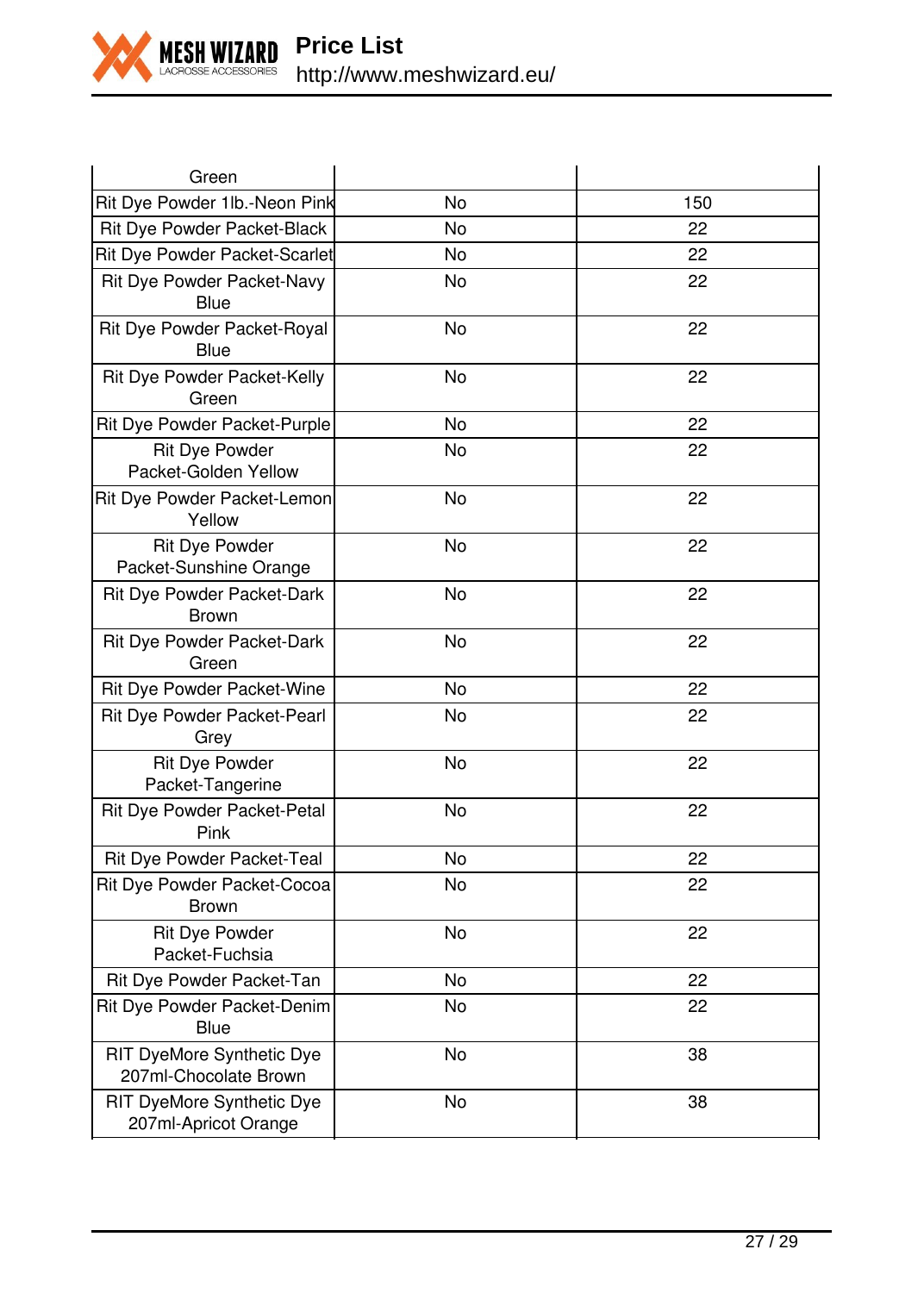| | | |
|---|---|---|
| Green | | |
| Rit Dye Powder 1lb.-Neon Pink | No | 150 |
| Rit Dye Powder Packet-Black | No | 22 |
| Rit Dye Powder Packet-Scarlet | No | 22 |
| Rit Dye Powder Packet-Navy Blue | No | 22 |
| Rit Dye Powder Packet-Royal Blue | No | 22 |
| Rit Dye Powder Packet-Kelly Green | No | 22 |
| Rit Dye Powder Packet-Purple | No | 22 |
| Rit Dye Powder Packet-Golden Yellow | No | 22 |
| Rit Dye Powder Packet-Lemon Yellow | No | 22 |
| Rit Dye Powder Packet-Sunshine Orange | No | 22 |
| Rit Dye Powder Packet-Dark Brown | No | 22 |
| Rit Dye Powder Packet-Dark Green | No | 22 |
| Rit Dye Powder Packet-Wine | No | 22 |
| Rit Dye Powder Packet-Pearl Grey | No | 22 |
| Rit Dye Powder Packet-Tangerine | No | 22 |
| Rit Dye Powder Packet-Petal Pink | No | 22 |
| Rit Dye Powder Packet-Teal | No | 22 |
| Rit Dye Powder Packet-Cocoa Brown | No | 22 |
| Rit Dye Powder Packet-Fuchsia | No | 22 |
| Rit Dye Powder Packet-Tan | No | 22 |
| Rit Dye Powder Packet-Denim Blue | No | 22 |
| RIT DyeMore Synthetic Dye 207ml-Chocolate Brown | No | 38 |
| RIT DyeMore Synthetic Dye 207ml-Apricot Orange | No | 38 |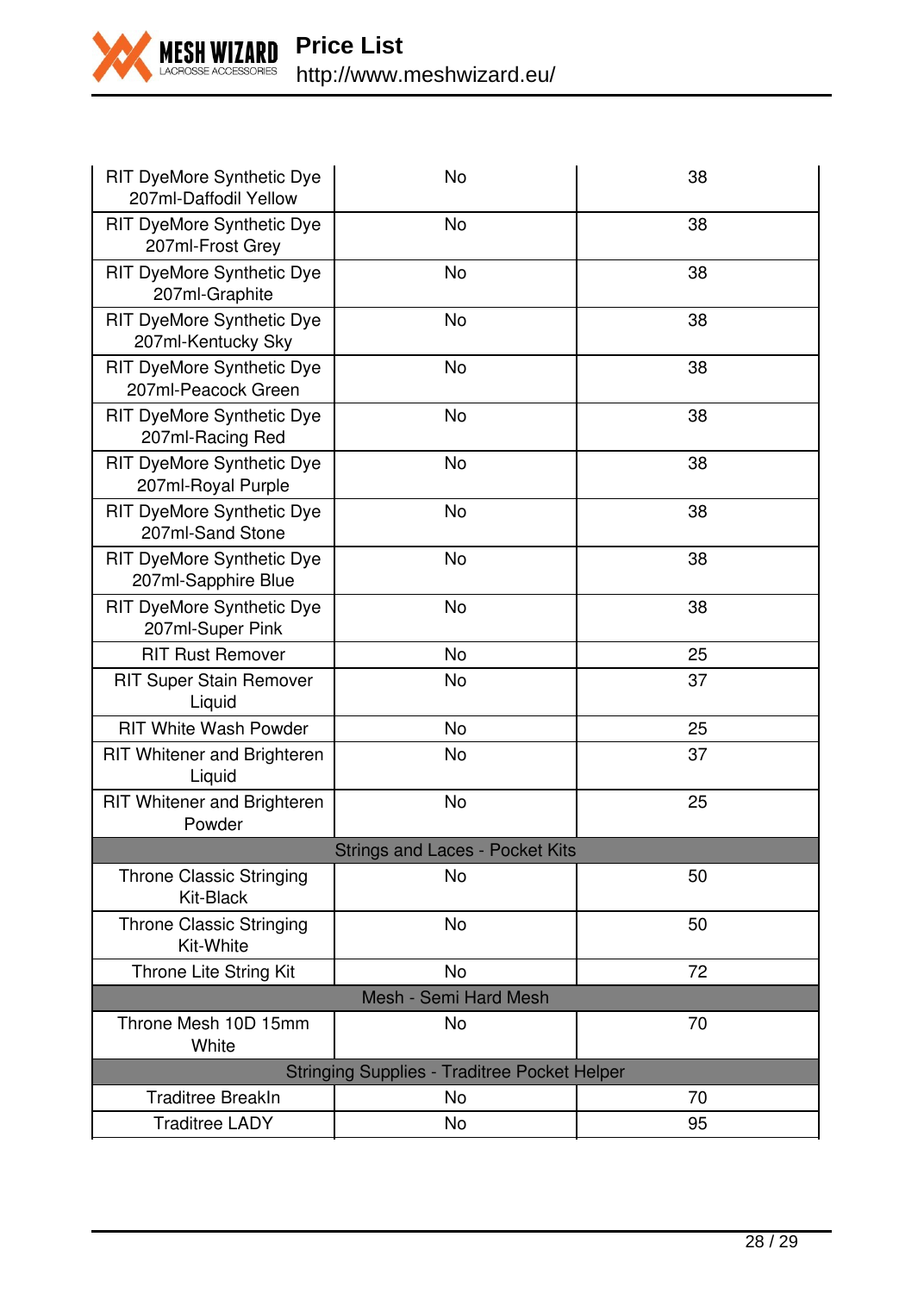| | | |
|---|---|---|
| RIT DyeMore Synthetic Dye 207ml-Daffodil Yellow | No | 38 |
| RIT DyeMore Synthetic Dye 207ml-Frost Grey | No | 38 |
| RIT DyeMore Synthetic Dye 207ml-Graphite | No | 38 |
| RIT DyeMore Synthetic Dye 207ml-Kentucky Sky | No | 38 |
| RIT DyeMore Synthetic Dye 207ml-Peacock Green | No | 38 |
| RIT DyeMore Synthetic Dye 207ml-Racing Red | No | 38 |
| RIT DyeMore Synthetic Dye 207ml-Royal Purple | No | 38 |
| RIT DyeMore Synthetic Dye 207ml-Sand Stone | No | 38 |
| RIT DyeMore Synthetic Dye 207ml-Sapphire Blue | No | 38 |
| RIT DyeMore Synthetic Dye 207ml-Super Pink | No | 38 |
| RIT Rust Remover | No | 25 |
| RIT Super Stain Remover Liquid | No | 37 |
| RIT White Wash Powder | No | 25 |
| RIT Whitener and Brighteren Liquid | No | 37 |
| RIT Whitener and Brighteren Powder | No | 25 |
| Strings and Laces - Pocket Kits | | |
| Throne Classic Stringing Kit-Black | No | 50 |
| Throne Classic Stringing Kit-White | No | 50 |
| Throne Lite String Kit | No | 72 |
| Mesh - Semi Hard Mesh | | |
| Throne Mesh 10D 15mm White | No | 70 |
| Stringing Supplies - Traditree Pocket Helper | | |
| Traditree BreakIn | No | 70 |
| Traditree LADY | No | 95 |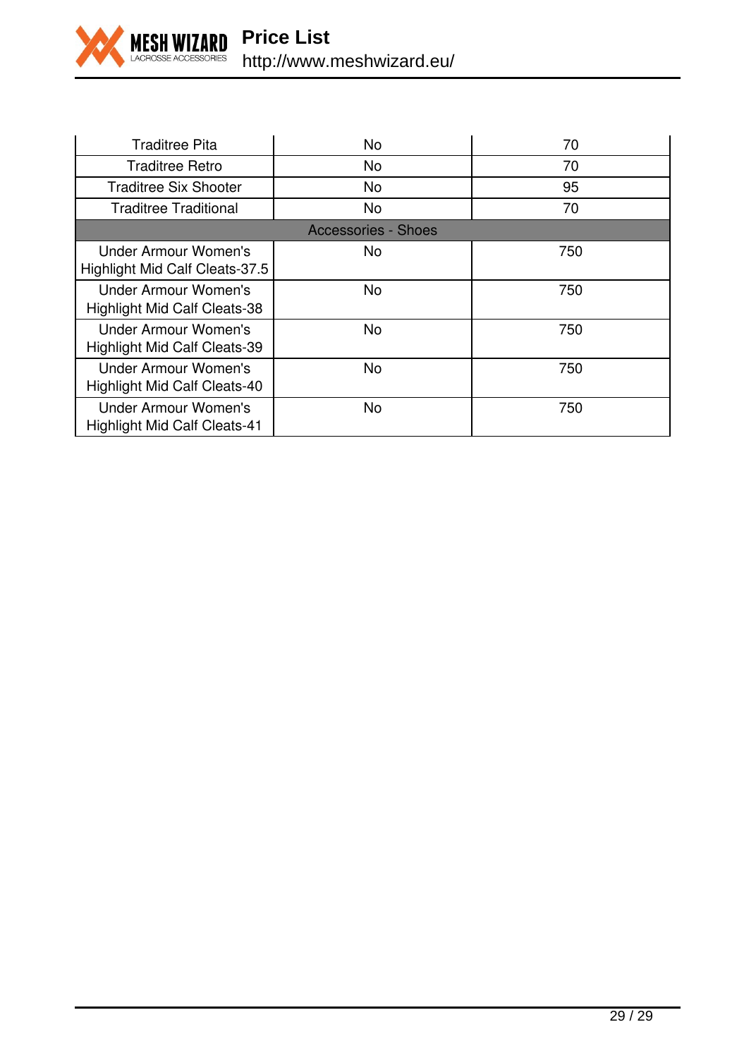| | | |
|---|---|---|
| Traditree Pita | No | 70 |
| Traditree Retro | No | 70 |
| Traditree Six Shooter | No | 95 |
| Traditree Traditional | No | 70 |
| Accessories - Shoes | | |
| Under Armour Women's Highlight Mid Calf Cleats-37.5 | No | 750 |
| Under Armour Women's Highlight Mid Calf Cleats-38 | No | 750 |
| Under Armour Women's Highlight Mid Calf Cleats-39 | No | 750 |
| Under Armour Women's Highlight Mid Calf Cleats-40 | No | 750 |
| Under Armour Women's Highlight Mid Calf Cleats-41 | No | 750 |